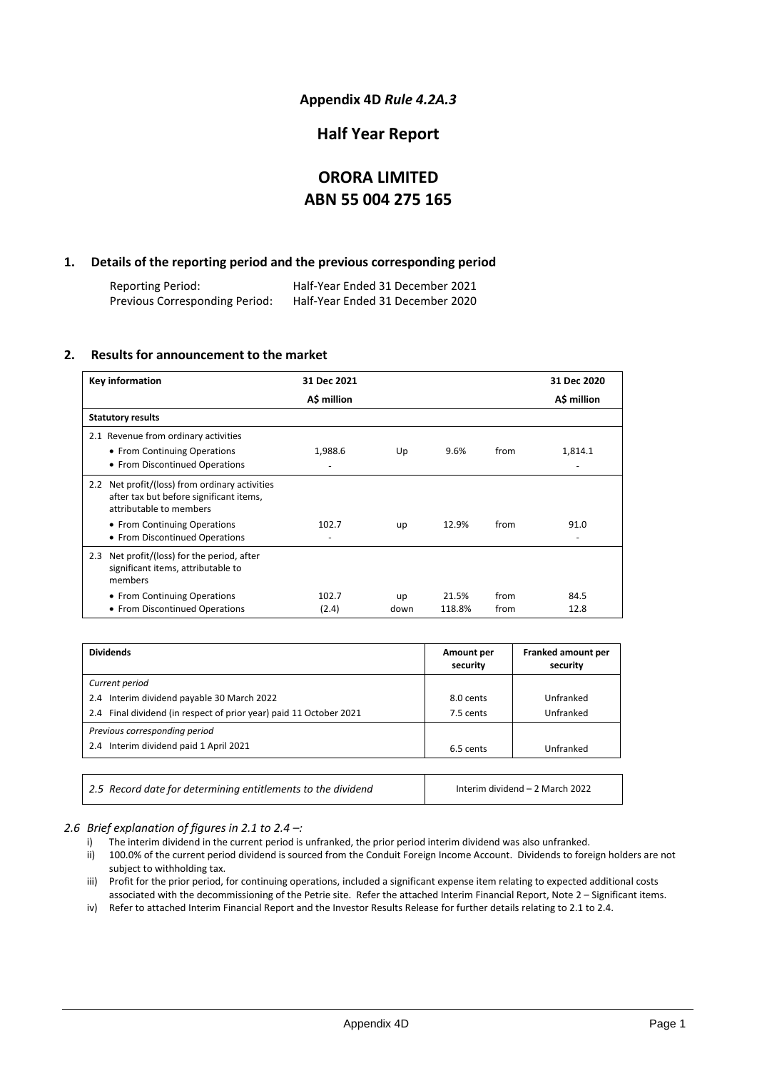**Appendix 4D** *Rule 4.2A.3*

## Half Year Report

# ORORA LIMITED
# ABN 55 004 275 165

### 1. Details of the reporting period and the previous corresponding period

Reporting Period: Half-Year Ended 31 December 2021
Previous Corresponding Period: Half-Year Ended 31 December 2020

### 2. Results for announcement to the market

| Key information | 31 Dec 2021 A$ million | | | | 31 Dec 2020 A$ million |
|---|---|---|---|---|---|
| **Statutory results** | | | | | |
| 2.1 Revenue from ordinary activities | | | | | |
| • From Continuing Operations | 1,988.6 | Up | 9.6% | from | 1,814.1 |
| • From Discontinued Operations | - | | | | - |
| 2.2 Net profit/(loss) from ordinary activities after tax but before significant items, attributable to members | | | | | |
| • From Continuing Operations | 102.7 | up | 12.9% | from | 91.0 |
| • From Discontinued Operations | - | | | | - |
| 2.3 Net profit/(loss) for the period, after significant items, attributable to members | | | | | |
| • From Continuing Operations | 102.7 | up | 21.5% | from | 84.5 |
| • From Discontinued Operations | (2.4) | down | 118.8% | from | 12.8 |

| Dividends | Amount per security | Franked amount per security |
|---|---|---|
| *Current period* | | |
| 2.4 Interim dividend payable 30 March 2022 | 8.0 cents | Unfranked |
| 2.4 Final dividend (in respect of prior year) paid 11 October 2021 | 7.5 cents | Unfranked |
| *Previous corresponding period* | | |
| 2.4 Interim dividend paid 1 April 2021 | 6.5 cents | Unfranked |

| *2.5 Record date for determining entitlements to the dividend* | Interim dividend – 2 March 2022 |
|---|---|

*2.6 Brief explanation of figures in 2.1 to 2.4 –:*

i) The interim dividend in the current period is unfranked, the prior period interim dividend was also unfranked.
ii) 100.0% of the current period dividend is sourced from the Conduit Foreign Income Account. Dividends to foreign holders are not subject to withholding tax.
iii) Profit for the prior period, for continuing operations, included a significant expense item relating to expected additional costs associated with the decommissioning of the Petrie site. Refer the attached Interim Financial Report, Note 2 – Significant items.
iv) Refer to attached Interim Financial Report and the Investor Results Release for further details relating to 2.1 to 2.4.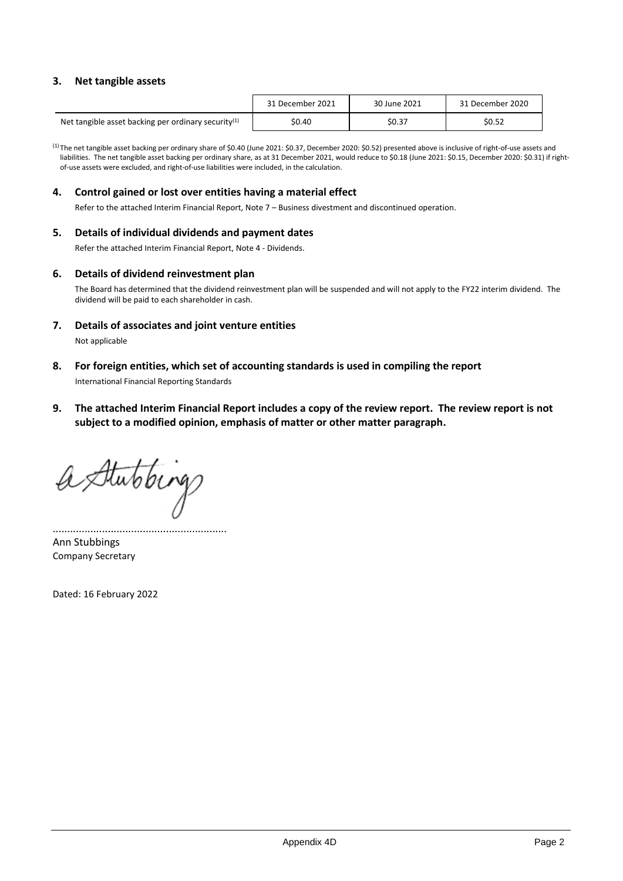## 3. Net tangible assets

| | 31 December 2021 | 30 June 2021 | 31 December 2020 |
|---|---|---|---|
| Net tangible asset backing per ordinary security[(1)] | $0.40 | $0.37 | $0.52 |

[(1)] The net tangible asset backing per ordinary share of $0.40 (June 2021: $0.37, December 2020: $0.52) presented above is inclusive of right-of-use assets and liabilities. The net tangible asset backing per ordinary share, as at 31 December 2021, would reduce to $0.18 (June 2021: $0.15, December 2020: $0.31) if right-of-use assets were excluded, and right-of-use liabilities were included, in the calculation.

## 4. Control gained or lost over entities having a material effect

Refer to the attached Interim Financial Report, Note 7 – Business divestment and discontinued operation.

## 5. Details of individual dividends and payment dates

Refer the attached Interim Financial Report, Note 4 - Dividends.

## 6. Details of dividend reinvestment plan

The Board has determined that the dividend reinvestment plan will be suspended and will not apply to the FY22 interim dividend. The dividend will be paid to each shareholder in cash.

## 7. Details of associates and joint venture entities

Not applicable

## 8. For foreign entities, which set of accounting standards is used in compiling the report

International Financial Reporting Standards

## 9. The attached Interim Financial Report includes a copy of the review report. The review report is not subject to a modified opinion, emphasis of matter or other matter paragraph.

...........................................................

Ann Stubbings
Company Secretary

Dated: 16 February 2022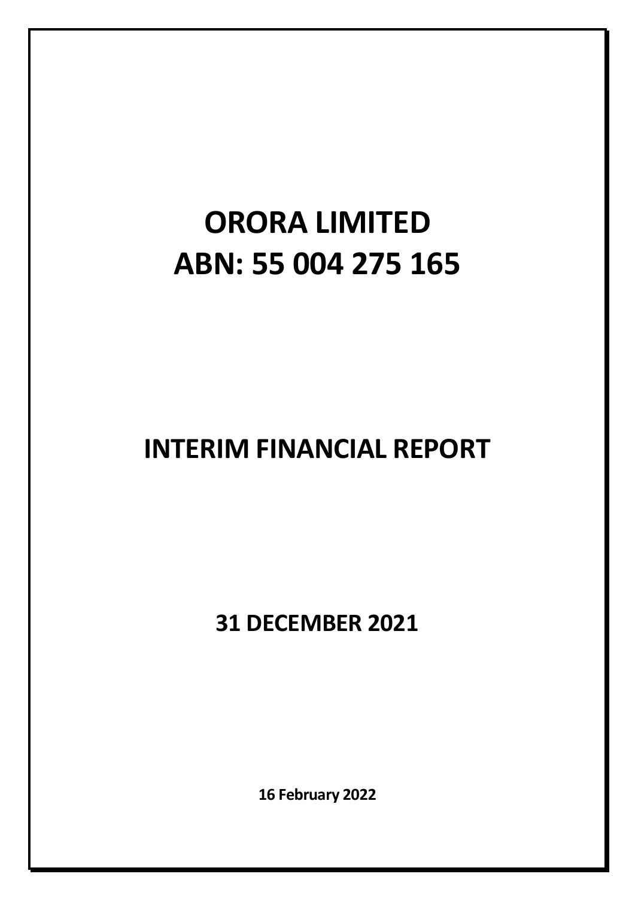# ORORA LIMITED
# ABN: 55 004 275 165

# INTERIM FINANCIAL REPORT

## 31 DECEMBER 2021

**16 February 2022**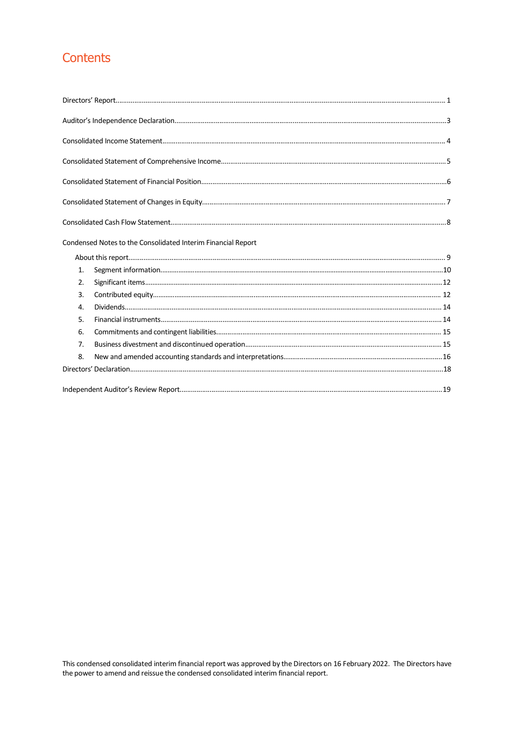# Contents

Directors' Report........................................................................................................................................................................ 1

Auditor's Independence Declaration........................................................................................................................................3

Consolidated Income Statement.............................................................................................................................................. 4

Consolidated Statement of Comprehensive Income................................................................................................................5

Consolidated Statement of Financial Position..........................................................................................................................6

Consolidated Statement of Changes in Equity......................................................................................................................... 7

Consolidated Cash Flow Statement..........................................................................................................................................8

Condensed Notes to the Consolidated Interim Financial Report

- About this report............................................................................................................................................................... 9
  1. Segment information..................................................................................................................................................10
  2. Significant items.........................................................................................................................................................12
  3. Contributed equity..................................................................................................................................................... 12
  4. Dividends.................................................................................................................................................................. 14
  5. Financial instruments................................................................................................................................................. 14
  6. Commitments and contingent liabilities...................................................................................................................... 15
  7. Business divestment and discontinued operation....................................................................................................... 15
  8. New and amended accounting standards and interpretations...................................................................................16

Directors' Declaration..............................................................................................................................................................18

Independent Auditor's Review Report.....................................................................................................................................19

This condensed consolidated interim financial report was approved by the Directors on 16 February 2022. The Directors have the power to amend and reissue the condensed consolidated interim financial report.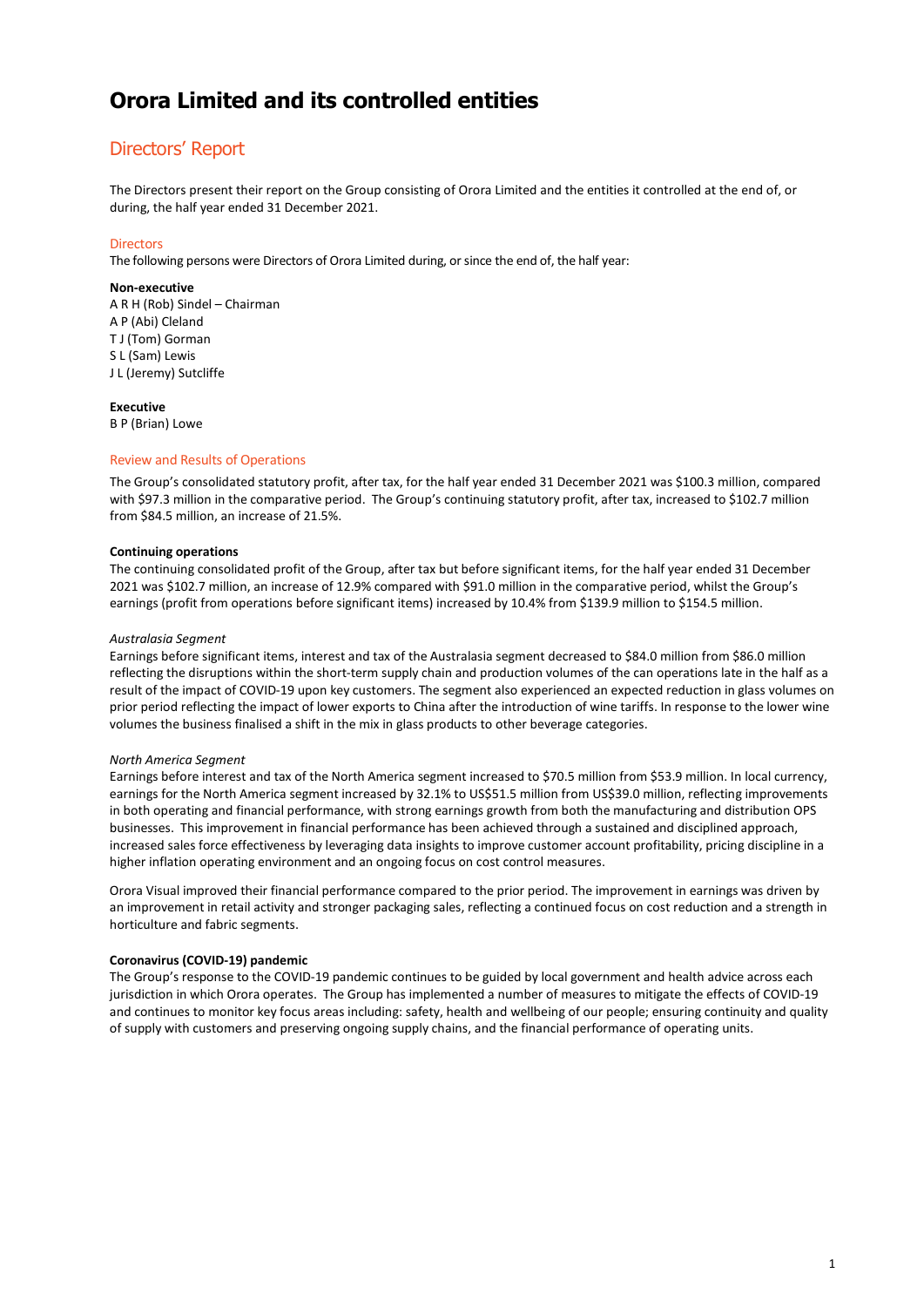# Orora Limited and its controlled entities

## Directors' Report

The Directors present their report on the Group consisting of Orora Limited and the entities it controlled at the end of, or during, the half year ended 31 December 2021.

### Directors

The following persons were Directors of Orora Limited during, or since the end of, the half year:

**Non-executive**
A R H (Rob) Sindel – Chairman
A P (Abi) Cleland
T J (Tom) Gorman
S L (Sam) Lewis
J L (Jeremy) Sutcliffe

**Executive**
B P (Brian) Lowe

### Review and Results of Operations

The Group's consolidated statutory profit, after tax, for the half year ended 31 December 2021 was $100.3 million, compared with $97.3 million in the comparative period. The Group's continuing statutory profit, after tax, increased to $102.7 million from $84.5 million, an increase of 21.5%.

**Continuing operations**

The continuing consolidated profit of the Group, after tax but before significant items, for the half year ended 31 December 2021 was $102.7 million, an increase of 12.9% compared with $91.0 million in the comparative period, whilst the Group's earnings (profit from operations before significant items) increased by 10.4% from $139.9 million to $154.5 million.

*Australasia Segment*

Earnings before significant items, interest and tax of the Australasia segment decreased to $84.0 million from $86.0 million reflecting the disruptions within the short-term supply chain and production volumes of the can operations late in the half as a result of the impact of COVID-19 upon key customers. The segment also experienced an expected reduction in glass volumes on prior period reflecting the impact of lower exports to China after the introduction of wine tariffs. In response to the lower wine volumes the business finalised a shift in the mix in glass products to other beverage categories.

*North America Segment*

Earnings before interest and tax of the North America segment increased to $70.5 million from $53.9 million. In local currency, earnings for the North America segment increased by 32.1% to US$51.5 million from US$39.0 million, reflecting improvements in both operating and financial performance, with strong earnings growth from both the manufacturing and distribution OPS businesses. This improvement in financial performance has been achieved through a sustained and disciplined approach, increased sales force effectiveness by leveraging data insights to improve customer account profitability, pricing discipline in a higher inflation operating environment and an ongoing focus on cost control measures.

Orora Visual improved their financial performance compared to the prior period. The improvement in earnings was driven by an improvement in retail activity and stronger packaging sales, reflecting a continued focus on cost reduction and a strength in horticulture and fabric segments.

**Coronavirus (COVID-19) pandemic**

The Group's response to the COVID-19 pandemic continues to be guided by local government and health advice across each jurisdiction in which Orora operates. The Group has implemented a number of measures to mitigate the effects of COVID-19 and continues to monitor key focus areas including: safety, health and wellbeing of our people; ensuring continuity and quality of supply with customers and preserving ongoing supply chains, and the financial performance of operating units.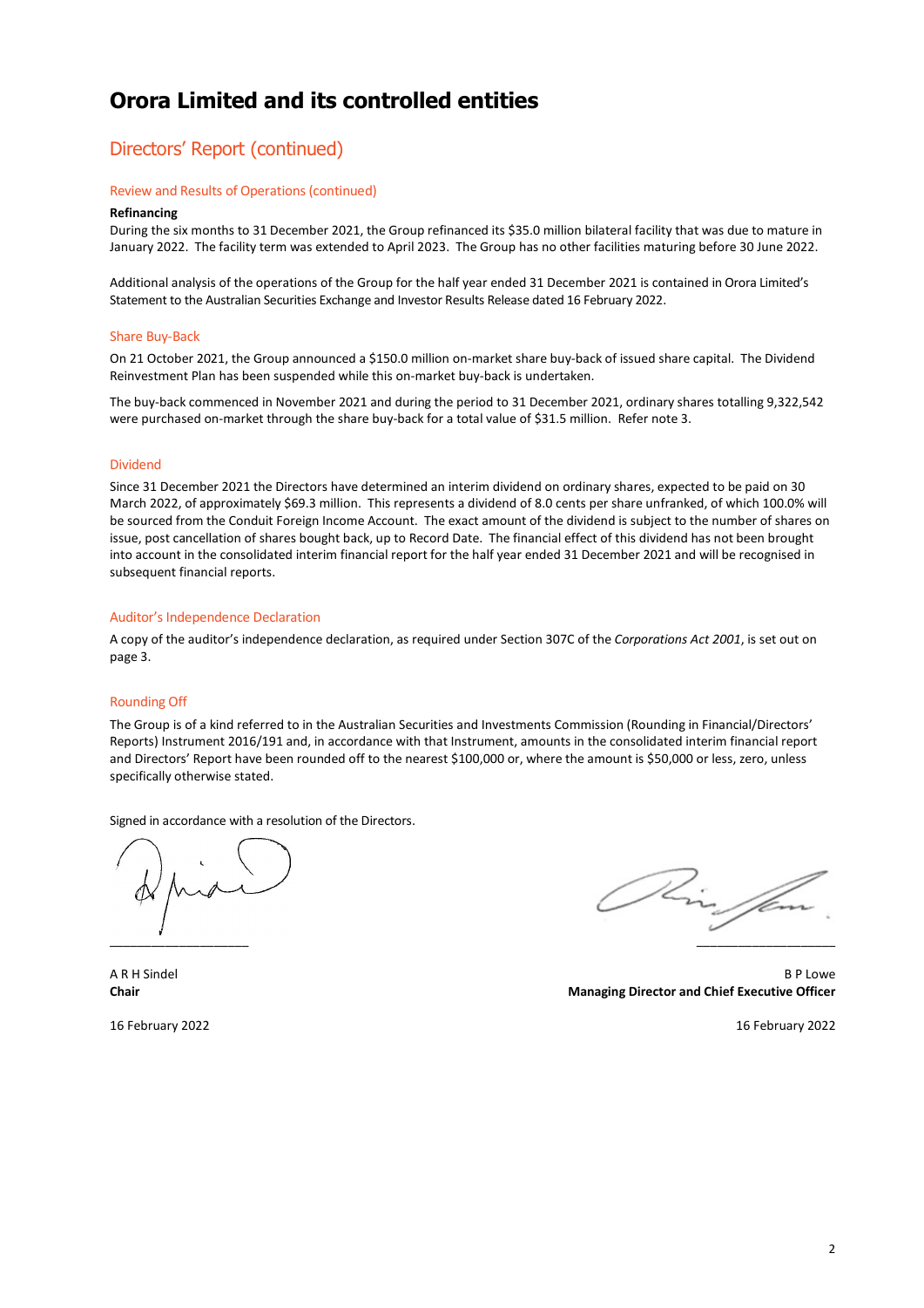# Orora Limited and its controlled entities

## Directors' Report (continued)

### Review and Results of Operations (continued)

**Refinancing**

During the six months to 31 December 2021, the Group refinanced its $35.0 million bilateral facility that was due to mature in January 2022. The facility term was extended to April 2023. The Group has no other facilities maturing before 30 June 2022.

Additional analysis of the operations of the Group for the half year ended 31 December 2021 is contained in Orora Limited's Statement to the Australian Securities Exchange and Investor Results Release dated 16 February 2022.

### Share Buy-Back

On 21 October 2021, the Group announced a $150.0 million on-market share buy-back of issued share capital. The Dividend Reinvestment Plan has been suspended while this on-market buy-back is undertaken.

The buy-back commenced in November 2021 and during the period to 31 December 2021, ordinary shares totalling 9,322,542 were purchased on-market through the share buy-back for a total value of $31.5 million. Refer note 3.

### Dividend

Since 31 December 2021 the Directors have determined an interim dividend on ordinary shares, expected to be paid on 30 March 2022, of approximately $69.3 million. This represents a dividend of 8.0 cents per share unfranked, of which 100.0% will be sourced from the Conduit Foreign Income Account. The exact amount of the dividend is subject to the number of shares on issue, post cancellation of shares bought back, up to Record Date. The financial effect of this dividend has not been brought into account in the consolidated interim financial report for the half year ended 31 December 2021 and will be recognised in subsequent financial reports.

### Auditor's Independence Declaration

A copy of the auditor's independence declaration, as required under Section 307C of the *Corporations Act 2001*, is set out on page 3.

### Rounding Off

The Group is of a kind referred to in the Australian Securities and Investments Commission (Rounding in Financial/Directors' Reports) Instrument 2016/191 and, in accordance with that Instrument, amounts in the consolidated interim financial report and Directors' Report have been rounded off to the nearest $100,000 or, where the amount is $50,000 or less, zero, unless specifically otherwise stated.

Signed in accordance with a resolution of the Directors.

A R H Sindel
**Chair**

16 February 2022

B P Lowe
**Managing Director and Chief Executive Officer**

16 February 2022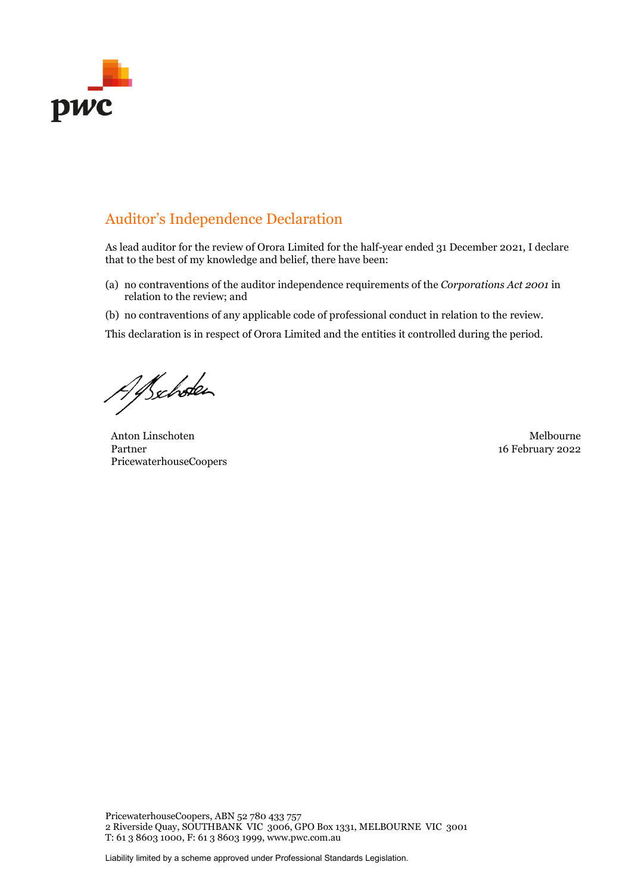# Auditor's Independence Declaration

As lead auditor for the review of Orora Limited for the half-year ended 31 December 2021, I declare that to the best of my knowledge and belief, there have been:

(a) no contraventions of the auditor independence requirements of the *Corporations Act 2001* in relation to the review; and

(b) no contraventions of any applicable code of professional conduct in relation to the review.

This declaration is in respect of Orora Limited and the entities it controlled during the period.

Anton Linschoten
Partner
PricewaterhouseCoopers

Melbourne
16 February 2022

PricewaterhouseCoopers, ABN 52 780 433 757
2 Riverside Quay, SOUTHBANK VIC 3006, GPO Box 1331, MELBOURNE VIC 3001
T: 61 3 8603 1000, F: 61 3 8603 1999, www.pwc.com.au

Liability limited by a scheme approved under Professional Standards Legislation.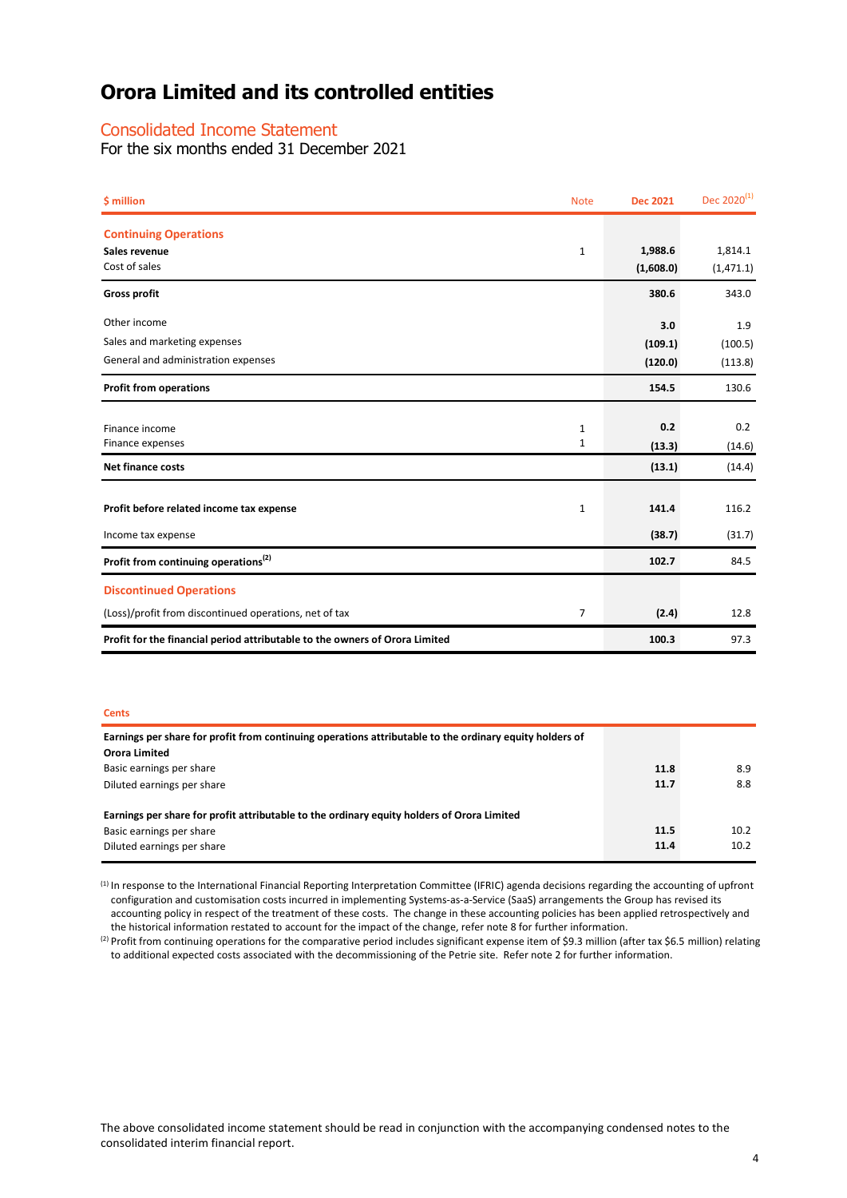# Orora Limited and its controlled entities

## Consolidated Income Statement

For the six months ended 31 December 2021

| $ million | Note | Dec 2021 | Dec 2020[1] |
|---|---|---|---|
| **Continuing Operations** | | | |
| **Sales revenue** | 1 | **1,988.6** | 1,814.1 |
| Cost of sales | | **(1,608.0)** | (1,471.1) |
| **Gross profit** | | **380.6** | 343.0 |
| Other income | | **3.0** | 1.9 |
| Sales and marketing expenses | | **(109.1)** | (100.5) |
| General and administration expenses | | **(120.0)** | (113.8) |
| **Profit from operations** | | **154.5** | 130.6 |
| Finance income | 1 | **0.2** | 0.2 |
| Finance expenses | 1 | **(13.3)** | (14.6) |
| **Net finance costs** | | **(13.1)** | (14.4) |
| **Profit before related income tax expense** | 1 | **141.4** | 116.2 |
| Income tax expense | | **(38.7)** | (31.7) |
| **Profit from continuing operations[2]** | | **102.7** | 84.5 |
| **Discontinued Operations** | | | |
| (Loss)/profit from discontinued operations, net of tax | 7 | **(2.4)** | 12.8 |
| **Profit for the financial period attributable to the owners of Orora Limited** | | **100.3** | 97.3 |

| Cents | | |
|---|---|---|
| **Earnings per share for profit from continuing operations attributable to the ordinary equity holders of Orora Limited** | | |
| Basic earnings per share | **11.8** | 8.9 |
| Diluted earnings per share | **11.7** | 8.8 |
| **Earnings per share for profit attributable to the ordinary equity holders of Orora Limited** | | |
| Basic earnings per share | **11.5** | 10.2 |
| Diluted earnings per share | **11.4** | 10.2 |

[1] In response to the International Financial Reporting Interpretation Committee (IFRIC) agenda decisions regarding the accounting of upfront configuration and customisation costs incurred in implementing Systems-as-a-Service (SaaS) arrangements the Group has revised its accounting policy in respect of the treatment of these costs. The change in these accounting policies has been applied retrospectively and the historical information restated to account for the impact of the change, refer note 8 for further information.

[2] Profit from continuing operations for the comparative period includes significant expense item of $9.3 million (after tax $6.5 million) relating to additional expected costs associated with the decommissioning of the Petrie site. Refer note 2 for further information.

The above consolidated income statement should be read in conjunction with the accompanying condensed notes to the consolidated interim financial report.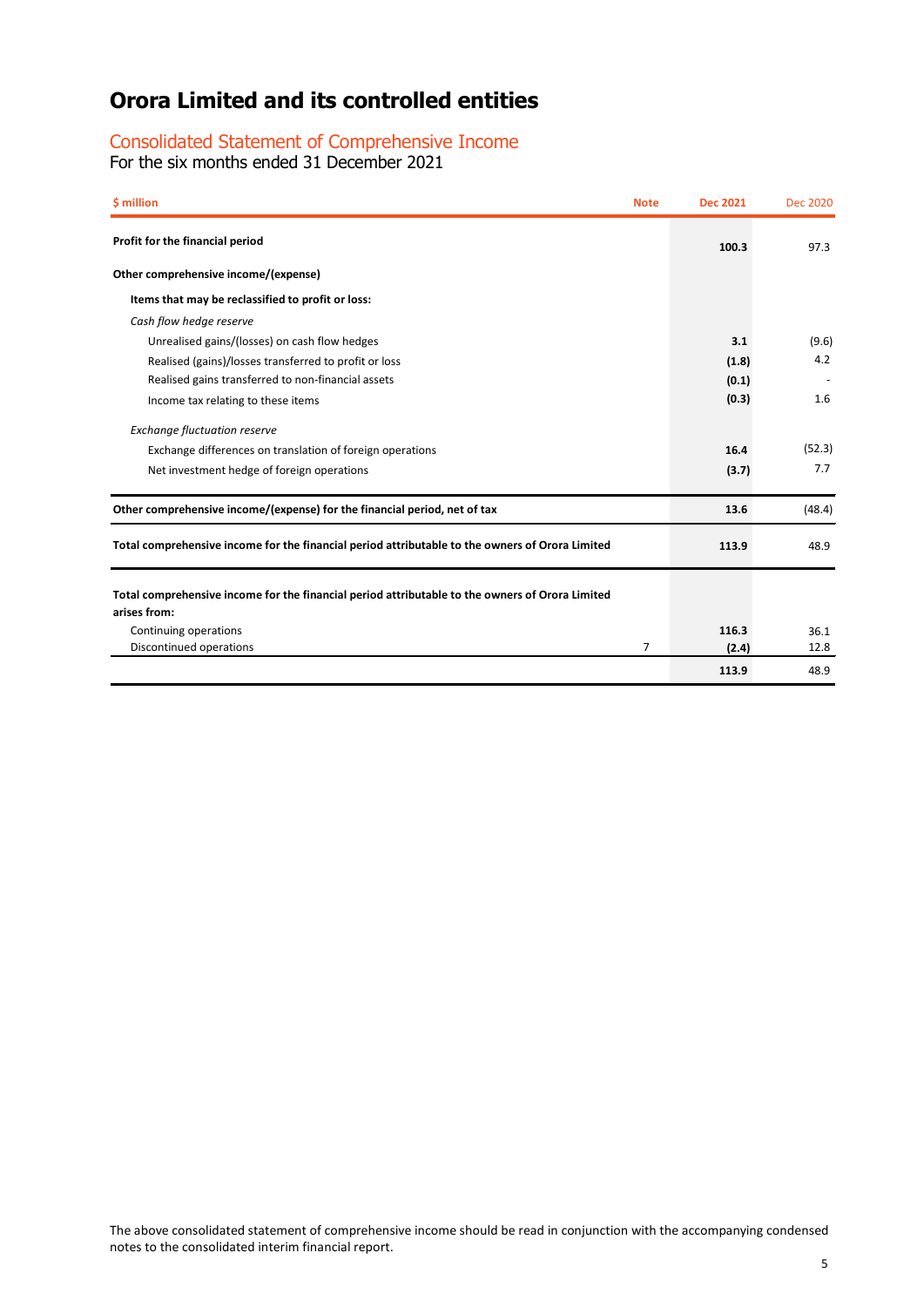# Orora Limited and its controlled entities

## Consolidated Statement of Comprehensive Income

For the six months ended 31 December 2021

| $ million | Note | Dec 2021 | Dec 2020 |
|---|---|---|---|
| **Profit for the financial period** | | **100.3** | 97.3 |
| **Other comprehensive income/(expense)** | | | |
| **Items that may be reclassified to profit or loss:** | | | |
| *Cash flow hedge reserve* | | | |
| Unrealised gains/(losses) on cash flow hedges | | **3.1** | (9.6) |
| Realised (gains)/losses transferred to profit or loss | | **(1.8)** | 4.2 |
| Realised gains transferred to non-financial assets | | **(0.1)** | - |
| Income tax relating to these items | | **(0.3)** | 1.6 |
| *Exchange fluctuation reserve* | | | |
| Exchange differences on translation of foreign operations | | **16.4** | (52.3) |
| Net investment hedge of foreign operations | | **(3.7)** | 7.7 |
| **Other comprehensive income/(expense) for the financial period, net of tax** | | **13.6** | (48.4) |
| **Total comprehensive income for the financial period attributable to the owners of Orora Limited** | | **113.9** | 48.9 |
| **Total comprehensive income for the financial period attributable to the owners of Orora Limited arises from:** | | | |
| Continuing operations | | **116.3** | 36.1 |
| Discontinued operations | 7 | **(2.4)** | 12.8 |
| | | **113.9** | 48.9 |

The above consolidated statement of comprehensive income should be read in conjunction with the accompanying condensed notes to the consolidated interim financial report.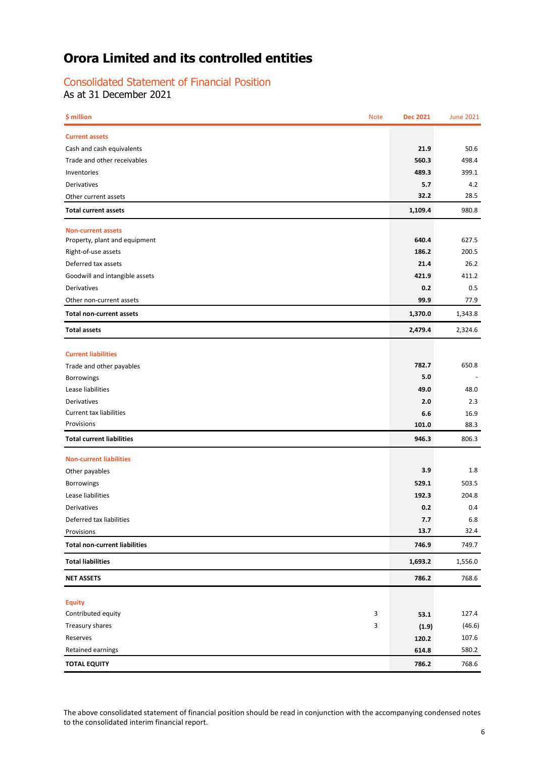# Orora Limited and its controlled entities

## Consolidated Statement of Financial Position

As at 31 December 2021

| $ million | Note | Dec 2021 | June 2021 |
|---|---|---|---|
| **Current assets** | | | |
| Cash and cash equivalents | | **21.9** | 50.6 |
| Trade and other receivables | | **560.3** | 498.4 |
| Inventories | | **489.3** | 399.1 |
| Derivatives | | **5.7** | 4.2 |
| Other current assets | | **32.2** | 28.5 |
| **Total current assets** | | **1,109.4** | 980.8 |
| **Non-current assets** | | | |
| Property, plant and equipment | | **640.4** | 627.5 |
| Right-of-use assets | | **186.2** | 200.5 |
| Deferred tax assets | | **21.4** | 26.2 |
| Goodwill and intangible assets | | **421.9** | 411.2 |
| Derivatives | | **0.2** | 0.5 |
| Other non-current assets | | **99.9** | 77.9 |
| **Total non-current assets** | | **1,370.0** | 1,343.8 |
| **Total assets** | | **2,479.4** | 2,324.6 |
| **Current liabilities** | | | |
| Trade and other payables | | **782.7** | 650.8 |
| Borrowings | | **5.0** | - |
| Lease liabilities | | **49.0** | 48.0 |
| Derivatives | | **2.0** | 2.3 |
| Current tax liabilities | | **6.6** | 16.9 |
| Provisions | | **101.0** | 88.3 |
| **Total current liabilities** | | **946.3** | 806.3 |
| **Non-current liabilities** | | | |
| Other payables | | **3.9** | 1.8 |
| Borrowings | | **529.1** | 503.5 |
| Lease liabilities | | **192.3** | 204.8 |
| Derivatives | | **0.2** | 0.4 |
| Deferred tax liabilities | | **7.7** | 6.8 |
| Provisions | | **13.7** | 32.4 |
| **Total non-current liabilities** | | **746.9** | 749.7 |
| **Total liabilities** | | **1,693.2** | 1,556.0 |
| **NET ASSETS** | | **786.2** | 768.6 |
| **Equity** | | | |
| Contributed equity | 3 | **53.1** | 127.4 |
| Treasury shares | 3 | **(1.9)** | (46.6) |
| Reserves | | **120.2** | 107.6 |
| Retained earnings | | **614.8** | 580.2 |
| **TOTAL EQUITY** | | **786.2** | 768.6 |

The above consolidated statement of financial position should be read in conjunction with the accompanying condensed notes to the consolidated interim financial report.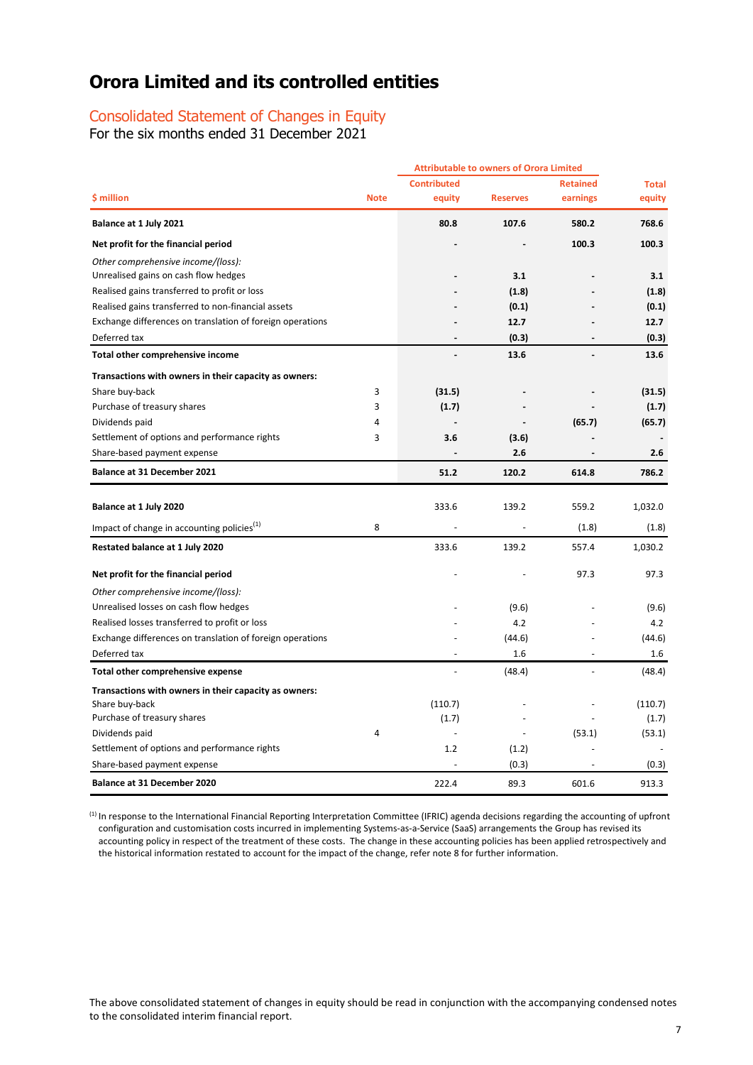# Orora Limited and its controlled entities

## Consolidated Statement of Changes in Equity

For the six months ended 31 December 2021

| $ million | Note | Attributable to owners of Orora Limited | | | Total |
|---|---|---|---|---|---|
| | | Contributed equity | Reserves | Retained earnings | Total equity |
| **Balance at 1 July 2021** | | **80.8** | **107.6** | **580.2** | **768.6** |
| **Net profit for the financial period** | | **-** | **-** | **100.3** | **100.3** |
| *Other comprehensive income/(loss):* | | | | | |
| Unrealised gains on cash flow hedges | | **-** | **3.1** | **-** | **3.1** |
| Realised gains transferred to profit or loss | | **-** | **(1.8)** | **-** | **(1.8)** |
| Realised gains transferred to non-financial assets | | **-** | **(0.1)** | **-** | **(0.1)** |
| Exchange differences on translation of foreign operations | | **-** | **12.7** | **-** | **12.7** |
| Deferred tax | | **-** | **(0.3)** | **-** | **(0.3)** |
| **Total other comprehensive income** | | **-** | **13.6** | **-** | **13.6** |
| **Transactions with owners in their capacity as owners:** | | | | | |
| Share buy-back | 3 | **(31.5)** | **-** | **-** | **(31.5)** |
| Purchase of treasury shares | 3 | **(1.7)** | **-** | **-** | **(1.7)** |
| Dividends paid | 4 | **-** | **-** | **(65.7)** | **(65.7)** |
| Settlement of options and performance rights | 3 | **3.6** | **(3.6)** | **-** | **-** |
| Share-based payment expense | | **-** | **2.6** | **-** | **2.6** |
| **Balance at 31 December 2021** | | **51.2** | **120.2** | **614.8** | **786.2** |
| | | | | | |
| **Balance at 1 July 2020** | | 333.6 | 139.2 | 559.2 | 1,032.0 |
| Impact of change in accounting policies[1] | 8 | - | - | (1.8) | (1.8) |
| **Restated balance at 1 July 2020** | | 333.6 | 139.2 | 557.4 | 1,030.2 |
| **Net profit for the financial period** | | - | - | 97.3 | 97.3 |
| *Other comprehensive income/(loss):* | | | | | |
| Unrealised losses on cash flow hedges | | - | (9.6) | - | (9.6) |
| Realised losses transferred to profit or loss | | - | 4.2 | - | 4.2 |
| Exchange differences on translation of foreign operations | | - | (44.6) | - | (44.6) |
| Deferred tax | | - | 1.6 | - | 1.6 |
| **Total other comprehensive expense** | | - | (48.4) | - | (48.4) |
| **Transactions with owners in their capacity as owners:** | | | | | |
| Share buy-back | | (110.7) | - | - | (110.7) |
| Purchase of treasury shares | | (1.7) | - | - | (1.7) |
| Dividends paid | 4 | - | - | (53.1) | (53.1) |
| Settlement of options and performance rights | | 1.2 | (1.2) | - | - |
| Share-based payment expense | | - | (0.3) | - | (0.3) |
| **Balance at 31 December 2020** | | 222.4 | 89.3 | 601.6 | 913.3 |

[1] In response to the International Financial Reporting Interpretation Committee (IFRIC) agenda decisions regarding the accounting of upfront configuration and customisation costs incurred in implementing Systems-as-a-Service (SaaS) arrangements the Group has revised its accounting policy in respect of the treatment of these costs. The change in these accounting policies has been applied retrospectively and the historical information restated to account for the impact of the change, refer note 8 for further information.

The above consolidated statement of changes in equity should be read in conjunction with the accompanying condensed notes to the consolidated interim financial report.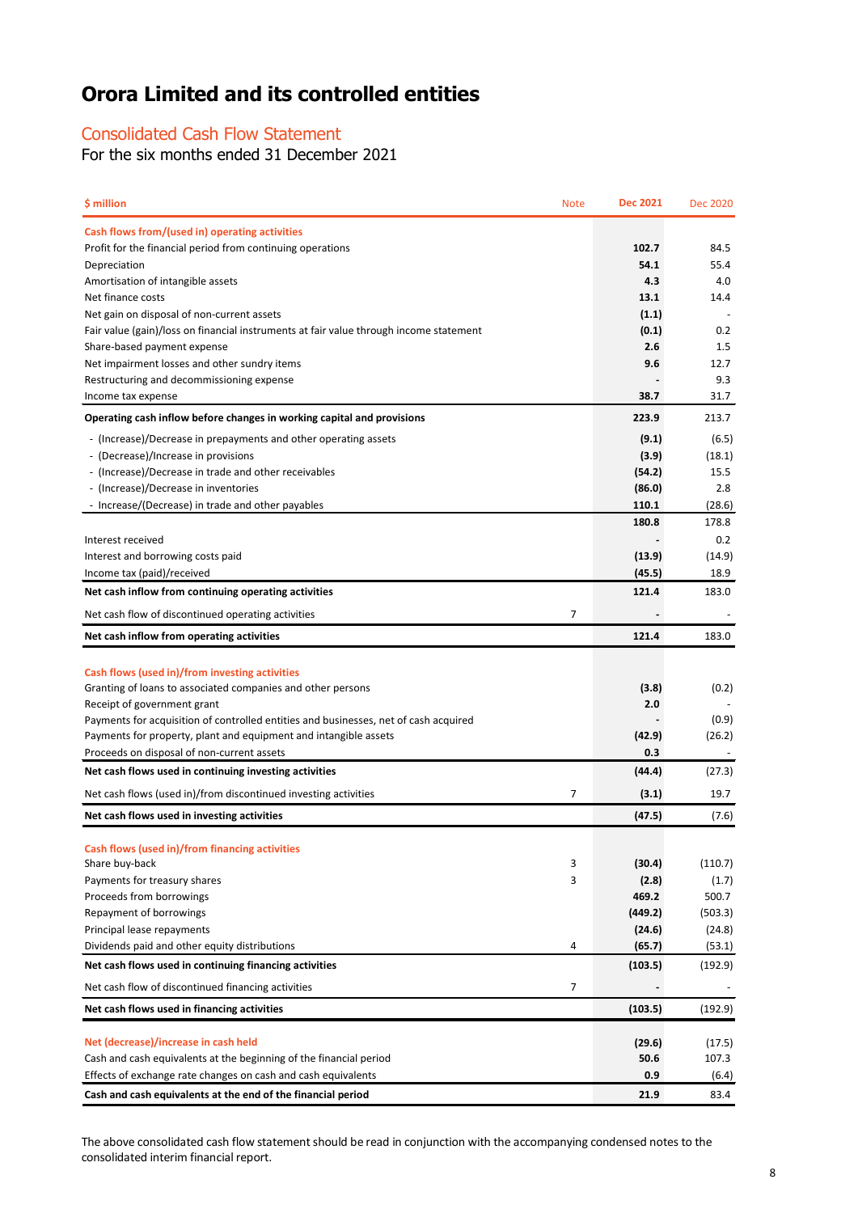# Orora Limited and its controlled entities

## Consolidated Cash Flow Statement

For the six months ended 31 December 2021

| $ million | Note | Dec 2021 | Dec 2020 |
|---|---|---|---|
| **Cash flows from/(used in) operating activities** | | | |
| Profit for the financial period from continuing operations | | **102.7** | 84.5 |
| Depreciation | | **54.1** | 55.4 |
| Amortisation of intangible assets | | **4.3** | 4.0 |
| Net finance costs | | **13.1** | 14.4 |
| Net gain on disposal of non-current assets | | **(1.1)** | - |
| Fair value (gain)/loss on financial instruments at fair value through income statement | | **(0.1)** | 0.2 |
| Share-based payment expense | | **2.6** | 1.5 |
| Net impairment losses and other sundry items | | **9.6** | 12.7 |
| Restructuring and decommissioning expense | | **-** | 9.3 |
| Income tax expense | | **38.7** | 31.7 |
| **Operating cash inflow before changes in working capital and provisions** | | **223.9** | 213.7 |
| - (Increase)/Decrease in prepayments and other operating assets | | **(9.1)** | (6.5) |
| - (Decrease)/Increase in provisions | | **(3.9)** | (18.1) |
| - (Increase)/Decrease in trade and other receivables | | **(54.2)** | 15.5 |
| - (Increase)/Decrease in inventories | | **(86.0)** | 2.8 |
| - Increase/(Decrease) in trade and other payables | | **110.1** | (28.6) |
| | | **180.8** | 178.8 |
| Interest received | | **-** | 0.2 |
| Interest and borrowing costs paid | | **(13.9)** | (14.9) |
| Income tax (paid)/received | | **(45.5)** | 18.9 |
| **Net cash inflow from continuing operating activities** | | **121.4** | 183.0 |
| Net cash flow of discontinued operating activities | 7 | **-** | - |
| **Net cash inflow from operating activities** | | **121.4** | 183.0 |
| **Cash flows (used in)/from investing activities** | | | |
| Granting of loans to associated companies and other persons | | **(3.8)** | (0.2) |
| Receipt of government grant | | **2.0** | - |
| Payments for acquisition of controlled entities and businesses, net of cash acquired | | **-** | (0.9) |
| Payments for property, plant and equipment and intangible assets | | **(42.9)** | (26.2) |
| Proceeds on disposal of non-current assets | | **0.3** | - |
| **Net cash flows used in continuing investing activities** | | **(44.4)** | (27.3) |
| Net cash flows (used in)/from discontinued investing activities | 7 | **(3.1)** | 19.7 |
| **Net cash flows used in investing activities** | | **(47.5)** | (7.6) |
| **Cash flows (used in)/from financing activities** | | | |
| Share buy-back | 3 | **(30.4)** | (110.7) |
| Payments for treasury shares | 3 | **(2.8)** | (1.7) |
| Proceeds from borrowings | | **469.2** | 500.7 |
| Repayment of borrowings | | **(449.2)** | (503.3) |
| Principal lease repayments | | **(24.6)** | (24.8) |
| Dividends paid and other equity distributions | 4 | **(65.7)** | (53.1) |
| **Net cash flows used in continuing financing activities** | | **(103.5)** | (192.9) |
| Net cash flow of discontinued financing activities | 7 | **-** | - |
| **Net cash flows used in financing activities** | | **(103.5)** | (192.9) |
| **Net (decrease)/increase in cash held** | | **(29.6)** | (17.5) |
| Cash and cash equivalents at the beginning of the financial period | | **50.6** | 107.3 |
| Effects of exchange rate changes on cash and cash equivalents | | **0.9** | (6.4) |
| **Cash and cash equivalents at the end of the financial period** | | **21.9** | 83.4 |

The above consolidated cash flow statement should be read in conjunction with the accompanying condensed notes to the consolidated interim financial report.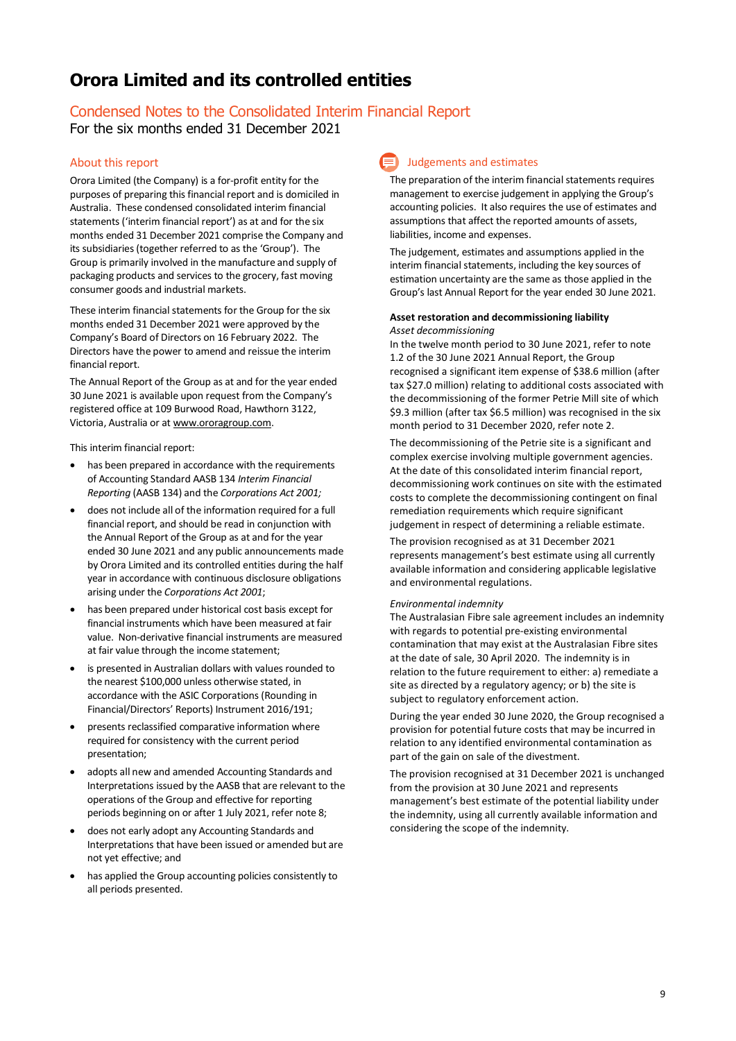# Orora Limited and its controlled entities

## Condensed Notes to the Consolidated Interim Financial Report

For the six months ended 31 December 2021

### About this report

Orora Limited (the Company) is a for-profit entity for the purposes of preparing this financial report and is domiciled in Australia. These condensed consolidated interim financial statements ('interim financial report') as at and for the six months ended 31 December 2021 comprise the Company and its subsidiaries (together referred to as the 'Group'). The Group is primarily involved in the manufacture and supply of packaging products and services to the grocery, fast moving consumer goods and industrial markets.

These interim financial statements for the Group for the six months ended 31 December 2021 were approved by the Company's Board of Directors on 16 February 2022. The Directors have the power to amend and reissue the interim financial report.

The Annual Report of the Group as at and for the year ended 30 June 2021 is available upon request from the Company's registered office at 109 Burwood Road, Hawthorn 3122, Victoria, Australia or at www.ororagroup.com.

This interim financial report:

- has been prepared in accordance with the requirements of Accounting Standard AASB 134 *Interim Financial Reporting* (AASB 134) and the *Corporations Act 2001;*
- does not include all of the information required for a full financial report, and should be read in conjunction with the Annual Report of the Group as at and for the year ended 30 June 2021 and any public announcements made by Orora Limited and its controlled entities during the half year in accordance with continuous disclosure obligations arising under the *Corporations Act 2001*;
- has been prepared under historical cost basis except for financial instruments which have been measured at fair value. Non-derivative financial instruments are measured at fair value through the income statement;
- is presented in Australian dollars with values rounded to the nearest $100,000 unless otherwise stated, in accordance with the ASIC Corporations (Rounding in Financial/Directors' Reports) Instrument 2016/191;
- presents reclassified comparative information where required for consistency with the current period presentation;
- adopts all new and amended Accounting Standards and Interpretations issued by the AASB that are relevant to the operations of the Group and effective for reporting periods beginning on or after 1 July 2021, refer note 8;
- does not early adopt any Accounting Standards and Interpretations that have been issued or amended but are not yet effective; and
- has applied the Group accounting policies consistently to all periods presented.

### Judgements and estimates

The preparation of the interim financial statements requires management to exercise judgement in applying the Group's accounting policies. It also requires the use of estimates and assumptions that affect the reported amounts of assets, liabilities, income and expenses.

The judgement, estimates and assumptions applied in the interim financial statements, including the key sources of estimation uncertainty are the same as those applied in the Group's last Annual Report for the year ended 30 June 2021.

**Asset restoration and decommissioning liability**

*Asset decommissioning*

In the twelve month period to 30 June 2021, refer to note 1.2 of the 30 June 2021 Annual Report, the Group recognised a significant item expense of $38.6 million (after tax $27.0 million) relating to additional costs associated with the decommissioning of the former Petrie Mill site of which $9.3 million (after tax $6.5 million) was recognised in the six month period to 31 December 2020, refer note 2.

The decommissioning of the Petrie site is a significant and complex exercise involving multiple government agencies. At the date of this consolidated interim financial report, decommissioning work continues on site with the estimated costs to complete the decommissioning contingent on final remediation requirements which require significant judgement in respect of determining a reliable estimate.

The provision recognised as at 31 December 2021 represents management's best estimate using all currently available information and considering applicable legislative and environmental regulations.

*Environmental indemnity*

The Australasian Fibre sale agreement includes an indemnity with regards to potential pre-existing environmental contamination that may exist at the Australasian Fibre sites at the date of sale, 30 April 2020. The indemnity is in relation to the future requirement to either: a) remediate a site as directed by a regulatory agency; or b) the site is subject to regulatory enforcement action.

During the year ended 30 June 2020, the Group recognised a provision for potential future costs that may be incurred in relation to any identified environmental contamination as part of the gain on sale of the divestment.

The provision recognised at 31 December 2021 is unchanged from the provision at 30 June 2021 and represents management's best estimate of the potential liability under the indemnity, using all currently available information and considering the scope of the indemnity.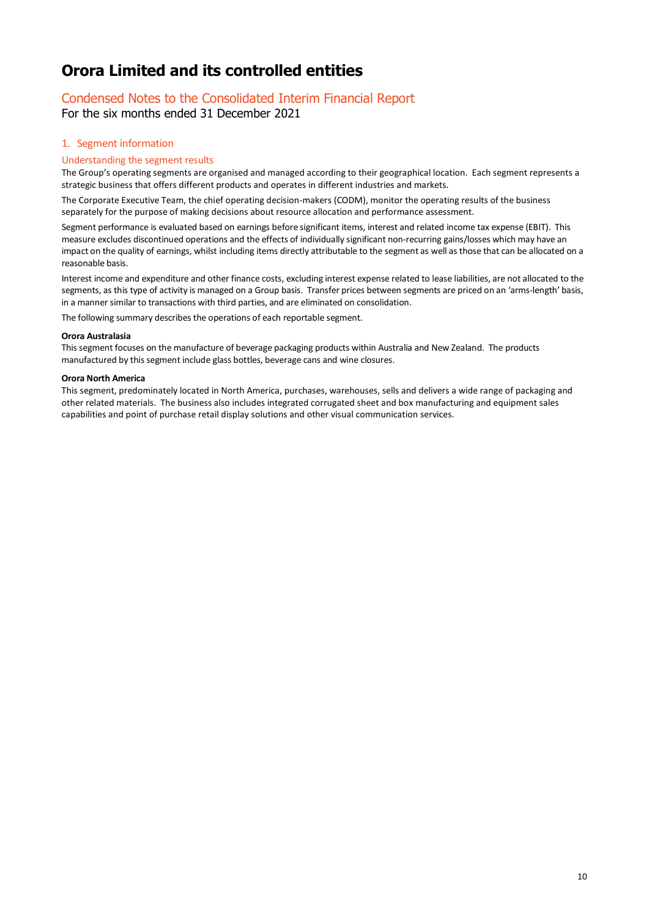# Orora Limited and its controlled entities

## Condensed Notes to the Consolidated Interim Financial Report

For the six months ended 31 December 2021

### 1. Segment information

#### Understanding the segment results

The Group's operating segments are organised and managed according to their geographical location. Each segment represents a strategic business that offers different products and operates in different industries and markets.

The Corporate Executive Team, the chief operating decision-makers (CODM), monitor the operating results of the business separately for the purpose of making decisions about resource allocation and performance assessment.

Segment performance is evaluated based on earnings before significant items, interest and related income tax expense (EBIT). This measure excludes discontinued operations and the effects of individually significant non-recurring gains/losses which may have an impact on the quality of earnings, whilst including items directly attributable to the segment as well as those that can be allocated on a reasonable basis.

Interest income and expenditure and other finance costs, excluding interest expense related to lease liabilities, are not allocated to the segments, as this type of activity is managed on a Group basis. Transfer prices between segments are priced on an 'arms-length' basis, in a manner similar to transactions with third parties, and are eliminated on consolidation.

The following summary describes the operations of each reportable segment.

**Orora Australasia**

This segment focuses on the manufacture of beverage packaging products within Australia and New Zealand. The products manufactured by this segment include glass bottles, beverage cans and wine closures.

**Orora North America**

This segment, predominately located in North America, purchases, warehouses, sells and delivers a wide range of packaging and other related materials. The business also includes integrated corrugated sheet and box manufacturing and equipment sales capabilities and point of purchase retail display solutions and other visual communication services.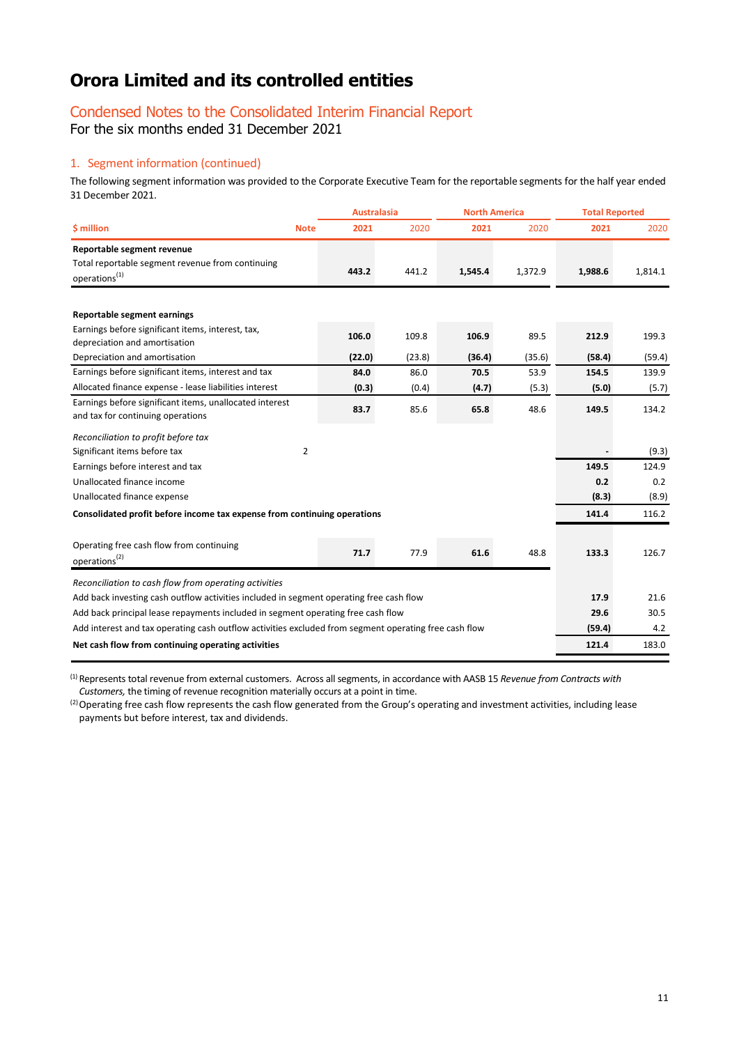# Orora Limited and its controlled entities

## Condensed Notes to the Consolidated Interim Financial Report

For the six months ended 31 December 2021

### 1. Segment information (continued)

The following segment information was provided to the Corporate Executive Team for the reportable segments for the half year ended 31 December 2021.

| $ million | Note | Australasia | | North America | | Total Reported | |
|---|---|---|---|---|---|---|---|
| | | **2021** | 2020 | **2021** | 2020 | **2021** | 2020 |
| **Reportable segment revenue** | | | | | | | |
| Total reportable segment revenue from continuing operations[1] | | **443.2** | 441.2 | **1,545.4** | 1,372.9 | **1,988.6** | 1,814.1 |
| **Reportable segment earnings** | | | | | | | |
| Earnings before significant items, interest, tax, depreciation and amortisation | | **106.0** | 109.8 | **106.9** | 89.5 | **212.9** | 199.3 |
| Depreciation and amortisation | | **(22.0)** | (23.8) | **(36.4)** | (35.6) | **(58.4)** | (59.4) |
| Earnings before significant items, interest and tax | | **84.0** | 86.0 | **70.5** | 53.9 | **154.5** | 139.9 |
| Allocated finance expense - lease liabilities interest | | **(0.3)** | (0.4) | **(4.7)** | (5.3) | **(5.0)** | (5.7) |
| Earnings before significant items, unallocated interest and tax for continuing operations | | **83.7** | 85.6 | **65.8** | 48.6 | **149.5** | 134.2 |
| *Reconciliation to profit before tax* | | | | | | | |
| Significant items before tax | 2 | | | | | **-** | (9.3) |
| Earnings before interest and tax | | | | | | **149.5** | 124.9 |
| Unallocated finance income | | | | | | **0.2** | 0.2 |
| Unallocated finance expense | | | | | | **(8.3)** | (8.9) |
| **Consolidated profit before income tax expense from continuing operations** | | | | | | **141.4** | 116.2 |
| Operating free cash flow from continuing operations[2] | | **71.7** | 77.9 | **61.6** | 48.8 | **133.3** | 126.7 |
| *Reconciliation to cash flow from operating activities* | | | | | | | |
| Add back investing cash outflow activities included in segment operating free cash flow | | | | | | **17.9** | 21.6 |
| Add back principal lease repayments included in segment operating free cash flow | | | | | | **29.6** | 30.5 |
| Add interest and tax operating cash outflow activities excluded from segment operating free cash flow | | | | | | **(59.4)** | 4.2 |
| **Net cash flow from continuing operating activities** | | | | | | **121.4** | 183.0 |

[1] Represents total revenue from external customers. Across all segments, in accordance with AASB 15 *Revenue from Contracts with Customers,* the timing of revenue recognition materially occurs at a point in time.

[2] Operating free cash flow represents the cash flow generated from the Group's operating and investment activities, including lease payments but before interest, tax and dividends.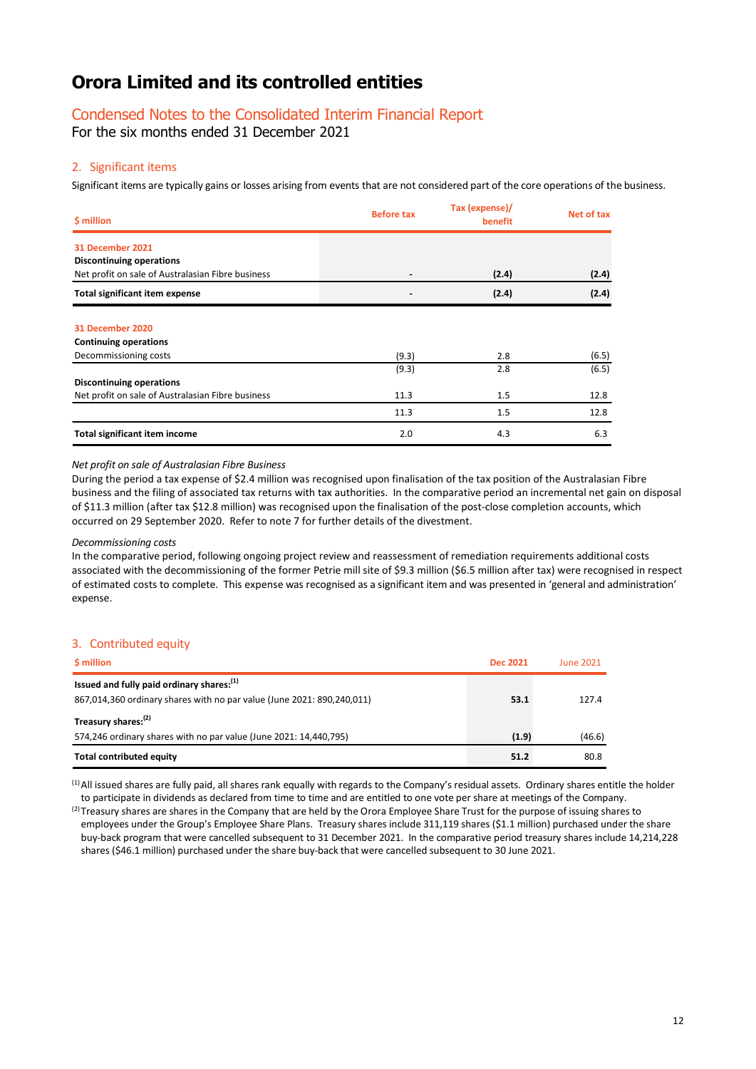# Orora Limited and its controlled entities

## Condensed Notes to the Consolidated Interim Financial Report

For the six months ended 31 December 2021

### 2. Significant items

Significant items are typically gains or losses arising from events that are not considered part of the core operations of the business.

| $ million | Before tax | Tax (expense)/ benefit | Net of tax |
|---|---|---|---|
| **31 December 2021** | | | |
| **Discontinuing operations** | | | |
| Net profit on sale of Australasian Fibre business | **-** | **(2.4)** | **(2.4)** |
| **Total significant item expense** | **-** | **(2.4)** | **(2.4)** |
| | | | |
| **31 December 2020** | | | |
| **Continuing operations** | | | |
| Decommissioning costs | (9.3) | 2.8 | (6.5) |
| | (9.3) | 2.8 | (6.5) |
| **Discontinuing operations** | | | |
| Net profit on sale of Australasian Fibre business | 11.3 | 1.5 | 12.8 |
| | 11.3 | 1.5 | 12.8 |
| **Total significant item income** | 2.0 | 4.3 | 6.3 |

*Net profit on sale of Australasian Fibre Business*

During the period a tax expense of $2.4 million was recognised upon finalisation of the tax position of the Australasian Fibre business and the filing of associated tax returns with tax authorities. In the comparative period an incremental net gain on disposal of $11.3 million (after tax $12.8 million) was recognised upon the finalisation of the post-close completion accounts, which occurred on 29 September 2020. Refer to note 7 for further details of the divestment.

*Decommissioning costs*

In the comparative period, following ongoing project review and reassessment of remediation requirements additional costs associated with the decommissioning of the former Petrie mill site of $9.3 million ($6.5 million after tax) were recognised in respect of estimated costs to complete. This expense was recognised as a significant item and was presented in 'general and administration' expense.

### 3. Contributed equity

| $ million | Dec 2021 | June 2021 |
|---|---|---|
| **Issued and fully paid ordinary shares:**[1] | | |
| 867,014,360 ordinary shares with no par value (June 2021: 890,240,011) | **53.1** | 127.4 |
| **Treasury shares:**[2] | | |
| 574,246 ordinary shares with no par value (June 2021: 14,440,795) | **(1.9)** | (46.6) |
| **Total contributed equity** | **51.2** | 80.8 |

[1] All issued shares are fully paid, all shares rank equally with regards to the Company's residual assets. Ordinary shares entitle the holder to participate in dividends as declared from time to time and are entitled to one vote per share at meetings of the Company.

[2] Treasury shares are shares in the Company that are held by the Orora Employee Share Trust for the purpose of issuing shares to employees under the Group's Employee Share Plans. Treasury shares include 311,119 shares ($1.1 million) purchased under the share buy-back program that were cancelled subsequent to 31 December 2021. In the comparative period treasury shares include 14,214,228 shares ($46.1 million) purchased under the share buy-back that were cancelled subsequent to 30 June 2021.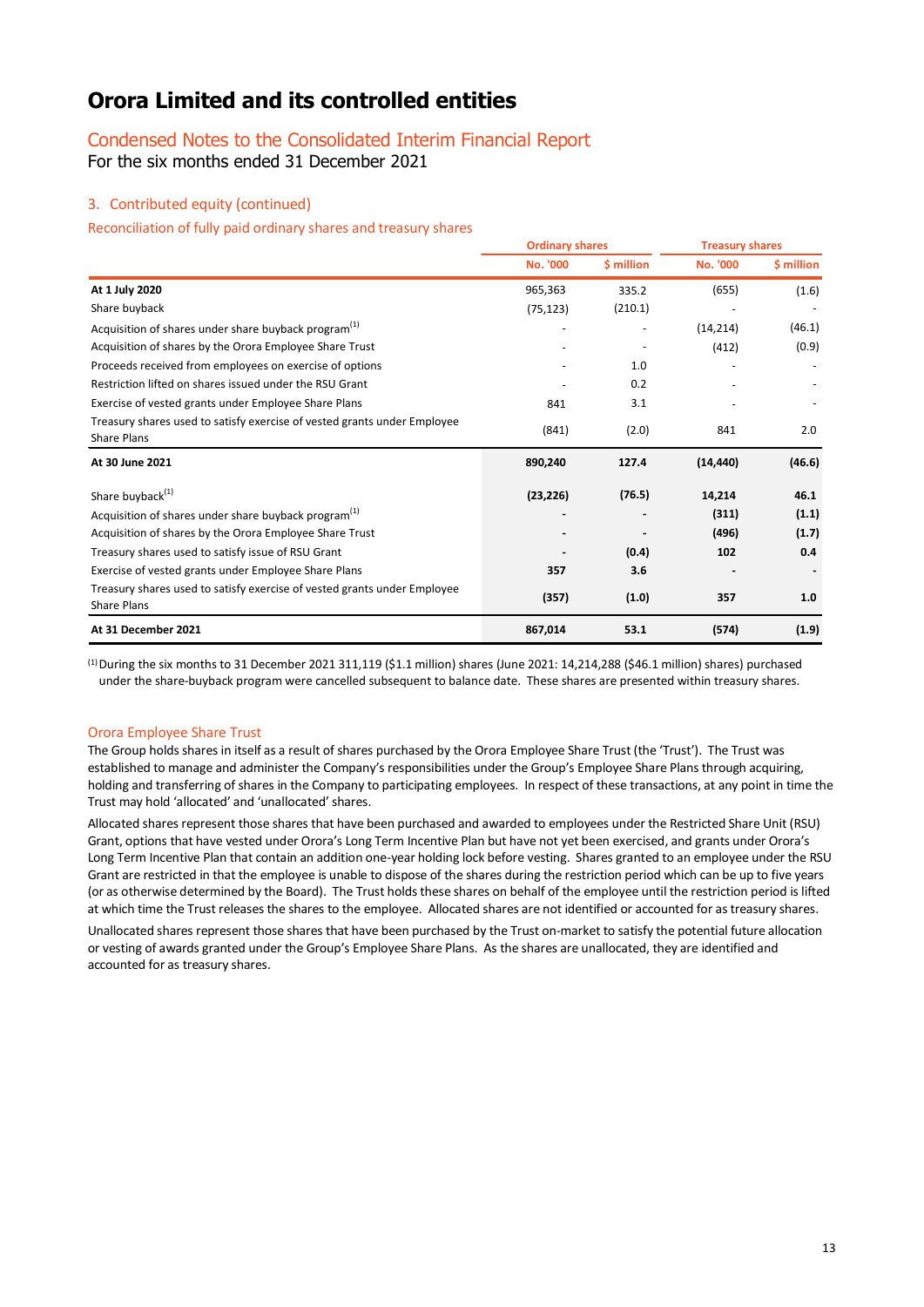# Orora Limited and its controlled entities

## Condensed Notes to the Consolidated Interim Financial Report

For the six months ended 31 December 2021

### 3. Contributed equity (continued)

Reconciliation of fully paid ordinary shares and treasury shares

| | Ordinary shares | | Treasury shares | |
|---|---|---|---|---|
| | No. '000 | $ million | No. '000 | $ million |
| **At 1 July 2020** | 965,363 | 335.2 | (655) | (1.6) |
| Share buyback | (75,123) | (210.1) | - | - |
| Acquisition of shares under share buyback program[1] | - | - | (14,214) | (46.1) |
| Acquisition of shares by the Orora Employee Share Trust | - | - | (412) | (0.9) |
| Proceeds received from employees on exercise of options | - | 1.0 | - | - |
| Restriction lifted on shares issued under the RSU Grant | - | 0.2 | - | - |
| Exercise of vested grants under Employee Share Plans | 841 | 3.1 | - | - |
| Treasury shares used to satisfy exercise of vested grants under Employee Share Plans | (841) | (2.0) | 841 | 2.0 |
| **At 30 June 2021** | **890,240** | **127.4** | **(14,440)** | **(46.6)** |
| Share buyback[1] | **(23,226)** | **(76.5)** | **14,214** | **46.1** |
| Acquisition of shares under share buyback program[1] | **-** | **-** | **(311)** | **(1.1)** |
| Acquisition of shares by the Orora Employee Share Trust | **-** | **-** | **(496)** | **(1.7)** |
| Treasury shares used to satisfy issue of RSU Grant | **-** | **(0.4)** | **102** | **0.4** |
| Exercise of vested grants under Employee Share Plans | **357** | **3.6** | **-** | **-** |
| Treasury shares used to satisfy exercise of vested grants under Employee Share Plans | **(357)** | **(1.0)** | **357** | **1.0** |
| **At 31 December 2021** | **867,014** | **53.1** | **(574)** | **(1.9)** |

[1] During the six months to 31 December 2021 311,119 ($1.1 million) shares (June 2021: 14,214,288 ($46.1 million) shares) purchased under the share-buyback program were cancelled subsequent to balance date. These shares are presented within treasury shares.

#### Orora Employee Share Trust

The Group holds shares in itself as a result of shares purchased by the Orora Employee Share Trust (the 'Trust'). The Trust was established to manage and administer the Company's responsibilities under the Group's Employee Share Plans through acquiring, holding and transferring of shares in the Company to participating employees. In respect of these transactions, at any point in time the Trust may hold 'allocated' and 'unallocated' shares.

Allocated shares represent those shares that have been purchased and awarded to employees under the Restricted Share Unit (RSU) Grant, options that have vested under Orora's Long Term Incentive Plan but have not yet been exercised, and grants under Orora's Long Term Incentive Plan that contain an addition one-year holding lock before vesting. Shares granted to an employee under the RSU Grant are restricted in that the employee is unable to dispose of the shares during the restriction period which can be up to five years (or as otherwise determined by the Board). The Trust holds these shares on behalf of the employee until the restriction period is lifted at which time the Trust releases the shares to the employee. Allocated shares are not identified or accounted for as treasury shares.

Unallocated shares represent those shares that have been purchased by the Trust on-market to satisfy the potential future allocation or vesting of awards granted under the Group's Employee Share Plans. As the shares are unallocated, they are identified and accounted for as treasury shares.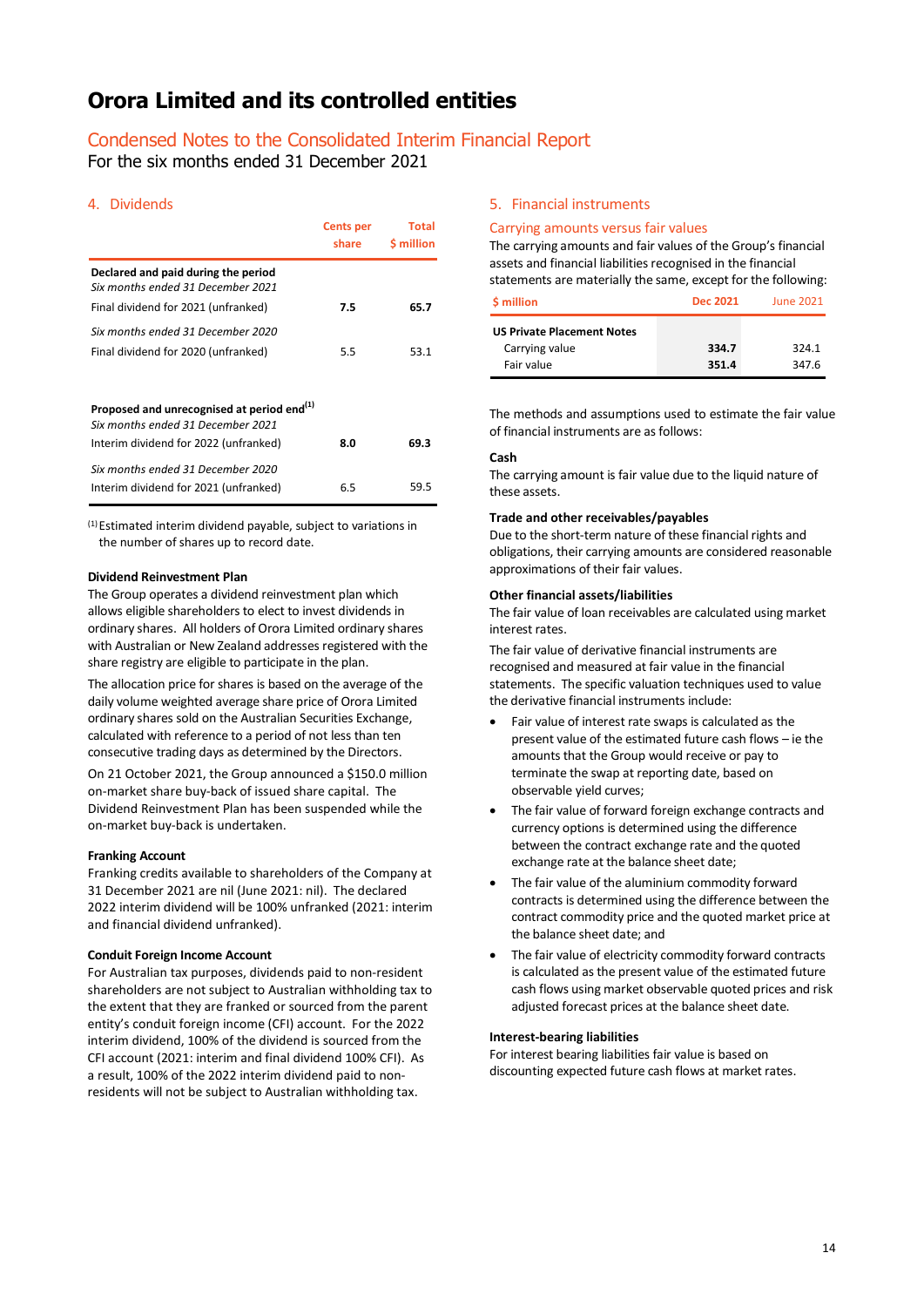# Orora Limited and its controlled entities

## Condensed Notes to the Consolidated Interim Financial Report

For the six months ended 31 December 2021

### 4. Dividends

| | Cents per share | Total $ million |
|---|---|---|
| **Declared and paid during the period** | | |
| *Six months ended 31 December 2021* | | |
| Final dividend for 2021 (unfranked) | **7.5** | **65.7** |
| *Six months ended 31 December 2020* | | |
| Final dividend for 2020 (unfranked) | 5.5 | 53.1 |
| **Proposed and unrecognised at period end**[(1)] | | |
| *Six months ended 31 December 2021* | | |
| Interim dividend for 2022 (unfranked) | **8.0** | **69.3** |
| *Six months ended 31 December 2020* | | |
| Interim dividend for 2021 (unfranked) | 6.5 | 59.5 |

[(1)] Estimated interim dividend payable, subject to variations in the number of shares up to record date.

**Dividend Reinvestment Plan**

The Group operates a dividend reinvestment plan which allows eligible shareholders to elect to invest dividends in ordinary shares. All holders of Orora Limited ordinary shares with Australian or New Zealand addresses registered with the share registry are eligible to participate in the plan.

The allocation price for shares is based on the average of the daily volume weighted average share price of Orora Limited ordinary shares sold on the Australian Securities Exchange, calculated with reference to a period of not less than ten consecutive trading days as determined by the Directors.

On 21 October 2021, the Group announced a $150.0 million on-market share buy-back of issued share capital. The Dividend Reinvestment Plan has been suspended while the on-market buy-back is undertaken.

**Franking Account**

Franking credits available to shareholders of the Company at 31 December 2021 are nil (June 2021: nil). The declared 2022 interim dividend will be 100% unfranked (2021: interim and financial dividend unfranked).

**Conduit Foreign Income Account**

For Australian tax purposes, dividends paid to non-resident shareholders are not subject to Australian withholding tax to the extent that they are franked or sourced from the parent entity's conduit foreign income (CFI) account. For the 2022 interim dividend, 100% of the dividend is sourced from the CFI account (2021: interim and final dividend 100% CFI). As a result, 100% of the 2022 interim dividend paid to non-residents will not be subject to Australian withholding tax.

### 5. Financial instruments

#### Carrying amounts versus fair values

The carrying amounts and fair values of the Group's financial assets and financial liabilities recognised in the financial statements are materially the same, except for the following:

| $ million | Dec 2021 | June 2021 |
|---|---|---|
| **US Private Placement Notes** | | |
| Carrying value | **334.7** | 324.1 |
| Fair value | **351.4** | 347.6 |

The methods and assumptions used to estimate the fair value of financial instruments are as follows:

**Cash**

The carrying amount is fair value due to the liquid nature of these assets.

**Trade and other receivables/payables**

Due to the short-term nature of these financial rights and obligations, their carrying amounts are considered reasonable approximations of their fair values.

**Other financial assets/liabilities**

The fair value of loan receivables are calculated using market interest rates.

The fair value of derivative financial instruments are recognised and measured at fair value in the financial statements. The specific valuation techniques used to value the derivative financial instruments include:

- Fair value of interest rate swaps is calculated as the present value of the estimated future cash flows – ie the amounts that the Group would receive or pay to terminate the swap at reporting date, based on observable yield curves;
- The fair value of forward foreign exchange contracts and currency options is determined using the difference between the contract exchange rate and the quoted exchange rate at the balance sheet date;
- The fair value of the aluminium commodity forward contracts is determined using the difference between the contract commodity price and the quoted market price at the balance sheet date; and
- The fair value of electricity commodity forward contracts is calculated as the present value of the estimated future cash flows using market observable quoted prices and risk adjusted forecast prices at the balance sheet date.

**Interest-bearing liabilities**

For interest bearing liabilities fair value is based on discounting expected future cash flows at market rates.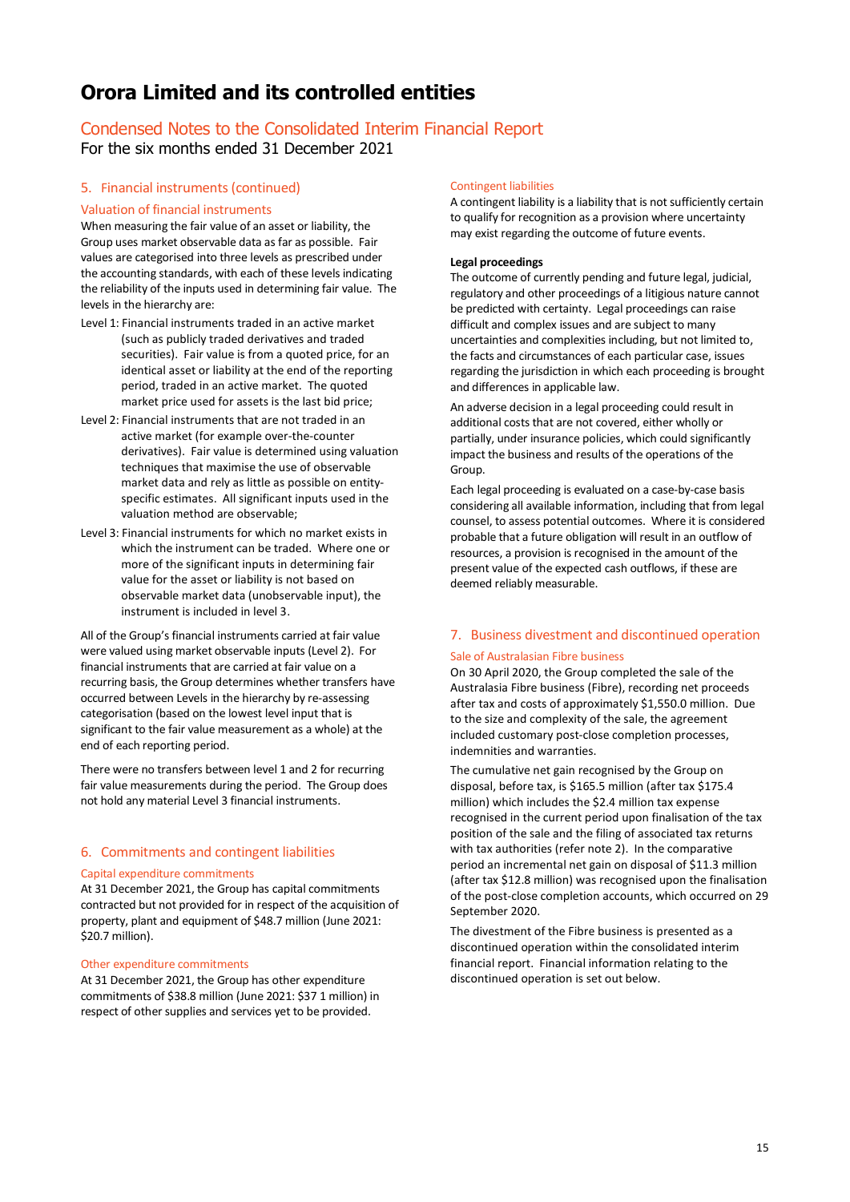# Orora Limited and its controlled entities

## Condensed Notes to the Consolidated Interim Financial Report

For the six months ended 31 December 2021

### 5. Financial instruments (continued)

#### Valuation of financial instruments

When measuring the fair value of an asset or liability, the Group uses market observable data as far as possible. Fair values are categorised into three levels as prescribed under the accounting standards, with each of these levels indicating the reliability of the inputs used in determining fair value. The levels in the hierarchy are:

Level 1: Financial instruments traded in an active market (such as publicly traded derivatives and traded securities). Fair value is from a quoted price, for an identical asset or liability at the end of the reporting period, traded in an active market. The quoted market price used for assets is the last bid price;

Level 2: Financial instruments that are not traded in an active market (for example over-the-counter derivatives). Fair value is determined using valuation techniques that maximise the use of observable market data and rely as little as possible on entity-specific estimates. All significant inputs used in the valuation method are observable;

Level 3: Financial instruments for which no market exists in which the instrument can be traded. Where one or more of the significant inputs in determining fair value for the asset or liability is not based on observable market data (unobservable input), the instrument is included in level 3.

All of the Group's financial instruments carried at fair value were valued using market observable inputs (Level 2). For financial instruments that are carried at fair value on a recurring basis, the Group determines whether transfers have occurred between Levels in the hierarchy by re-assessing categorisation (based on the lowest level input that is significant to the fair value measurement as a whole) at the end of each reporting period.

There were no transfers between level 1 and 2 for recurring fair value measurements during the period. The Group does not hold any material Level 3 financial instruments.

### 6. Commitments and contingent liabilities

#### Capital expenditure commitments

At 31 December 2021, the Group has capital commitments contracted but not provided for in respect of the acquisition of property, plant and equipment of $48.7 million (June 2021: $20.7 million).

#### Other expenditure commitments

At 31 December 2021, the Group has other expenditure commitments of $38.8 million (June 2021: $37 1 million) in respect of other supplies and services yet to be provided.

#### Contingent liabilities

A contingent liability is a liability that is not sufficiently certain to qualify for recognition as a provision where uncertainty may exist regarding the outcome of future events.

**Legal proceedings**

The outcome of currently pending and future legal, judicial, regulatory and other proceedings of a litigious nature cannot be predicted with certainty. Legal proceedings can raise difficult and complex issues and are subject to many uncertainties and complexities including, but not limited to, the facts and circumstances of each particular case, issues regarding the jurisdiction in which each proceeding is brought and differences in applicable law.

An adverse decision in a legal proceeding could result in additional costs that are not covered, either wholly or partially, under insurance policies, which could significantly impact the business and results of the operations of the Group.

Each legal proceeding is evaluated on a case-by-case basis considering all available information, including that from legal counsel, to assess potential outcomes. Where it is considered probable that a future obligation will result in an outflow of resources, a provision is recognised in the amount of the present value of the expected cash outflows, if these are deemed reliably measurable.

### 7. Business divestment and discontinued operation

#### Sale of Australasian Fibre business

On 30 April 2020, the Group completed the sale of the Australasia Fibre business (Fibre), recording net proceeds after tax and costs of approximately $1,550.0 million. Due to the size and complexity of the sale, the agreement included customary post-close completion processes, indemnities and warranties.

The cumulative net gain recognised by the Group on disposal, before tax, is $165.5 million (after tax $175.4 million) which includes the $2.4 million tax expense recognised in the current period upon finalisation of the tax position of the sale and the filing of associated tax returns with tax authorities (refer note 2). In the comparative period an incremental net gain on disposal of $11.3 million (after tax $12.8 million) was recognised upon the finalisation of the post-close completion accounts, which occurred on 29 September 2020.

The divestment of the Fibre business is presented as a discontinued operation within the consolidated interim financial report. Financial information relating to the discontinued operation is set out below.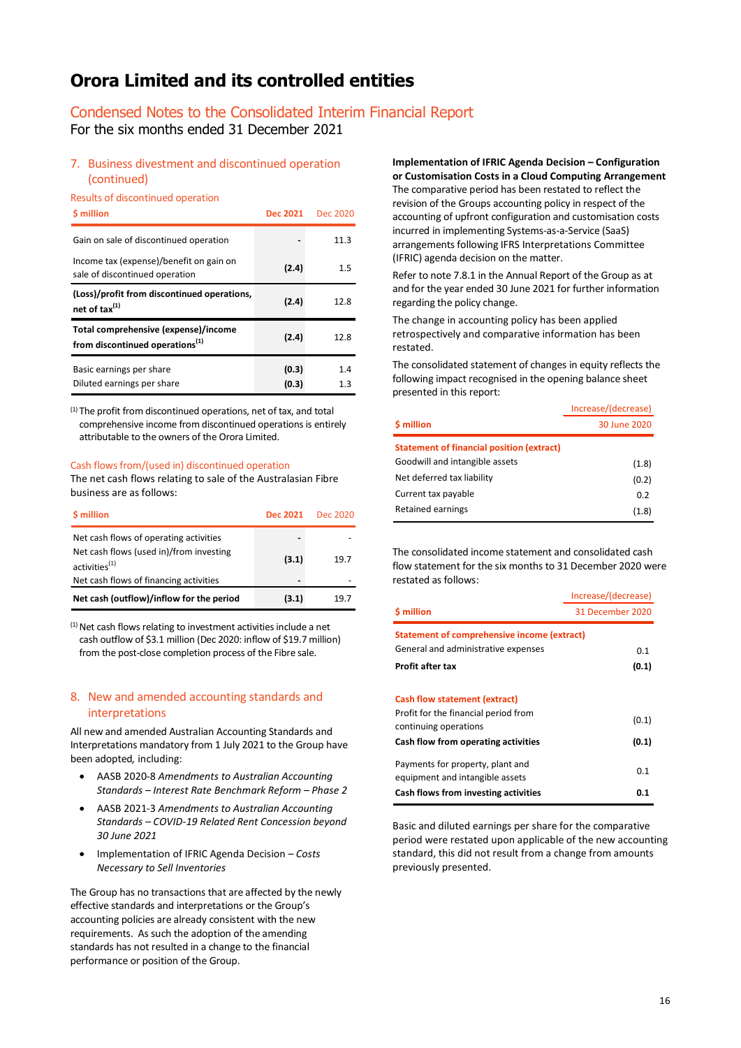# Orora Limited and its controlled entities

## Condensed Notes to the Consolidated Interim Financial Report

For the six months ended 31 December 2021

### 7. Business divestment and discontinued operation (continued)

Results of discontinued operation

| $ million | Dec 2021 | Dec 2020 |
|---|---|---|
| Gain on sale of discontinued operation | - | 11.3 |
| Income tax (expense)/benefit on gain on sale of discontinued operation | (2.4) | 1.5 |
| **(Loss)/profit from discontinued operations, net of tax[(1)]** | **(2.4)** | 12.8 |
| **Total comprehensive (expense)/income from discontinued operations[(1)]** | **(2.4)** | 12.8 |
| Basic earnings per share | (0.3) | 1.4 |
| Diluted earnings per share | (0.3) | 1.3 |

[(1)] The profit from discontinued operations, net of tax, and total comprehensive income from discontinued operations is entirely attributable to the owners of the Orora Limited.

Cash flows from/(used in) discontinued operation

The net cash flows relating to sale of the Australasian Fibre business are as follows:

| $ million | Dec 2021 | Dec 2020 |
|---|---|---|
| Net cash flows of operating activities | - | - |
| Net cash flows (used in)/from investing activities[(1)] | (3.1) | 19.7 |
| Net cash flows of financing activities | - | - |
| **Net cash (outflow)/inflow for the period** | **(3.1)** | 19.7 |

[(1)] Net cash flows relating to investment activities include a net cash outflow of $3.1 million (Dec 2020: inflow of $19.7 million) from the post-close completion process of the Fibre sale.

### 8. New and amended accounting standards and interpretations

All new and amended Australian Accounting Standards and Interpretations mandatory from 1 July 2021 to the Group have been adopted, including:

- AASB 2020-8 *Amendments to Australian Accounting Standards – Interest Rate Benchmark Reform – Phase 2*
- AASB 2021-3 *Amendments to Australian Accounting Standards – COVID-19 Related Rent Concession beyond 30 June 2021*
- Implementation of IFRIC Agenda Decision – *Costs Necessary to Sell Inventories*

The Group has no transactions that are affected by the newly effective standards and interpretations or the Group's accounting policies are already consistent with the new requirements. As such the adoption of the amending standards has not resulted in a change to the financial performance or position of the Group.

**Implementation of IFRIC Agenda Decision – Configuration or Customisation Costs in a Cloud Computing Arrangement**

The comparative period has been restated to reflect the revision of the Groups accounting policy in respect of the accounting of upfront configuration and customisation costs incurred in implementing Systems-as-a-Service (SaaS) arrangements following IFRS Interpretations Committee (IFRIC) agenda decision on the matter.

Refer to note 7.8.1 in the Annual Report of the Group as at and for the year ended 30 June 2021 for further information regarding the policy change.

The change in accounting policy has been applied retrospectively and comparative information has been restated.

The consolidated statement of changes in equity reflects the following impact recognised in the opening balance sheet presented in this report:

| $ million | Increase/(decrease) 30 June 2020 |
|---|---|
| **Statement of financial position (extract)** | |
| Goodwill and intangible assets | (1.8) |
| Net deferred tax liability | (0.2) |
| Current tax payable | 0.2 |
| Retained earnings | (1.8) |

The consolidated income statement and consolidated cash flow statement for the six months to 31 December 2020 were restated as follows:

| $ million | Increase/(decrease) 31 December 2020 |
|---|---|
| **Statement of comprehensive income (extract)** | |
| General and administrative expenses | 0.1 |
| **Profit after tax** | **(0.1)** |
| **Cash flow statement (extract)** | |
| Profit for the financial period from continuing operations | (0.1) |
| **Cash flow from operating activities** | **(0.1)** |
| Payments for property, plant and equipment and intangible assets | 0.1 |
| **Cash flows from investing activities** | **0.1** |

Basic and diluted earnings per share for the comparative period were restated upon applicable of the new accounting standard, this did not result from a change from amounts previously presented.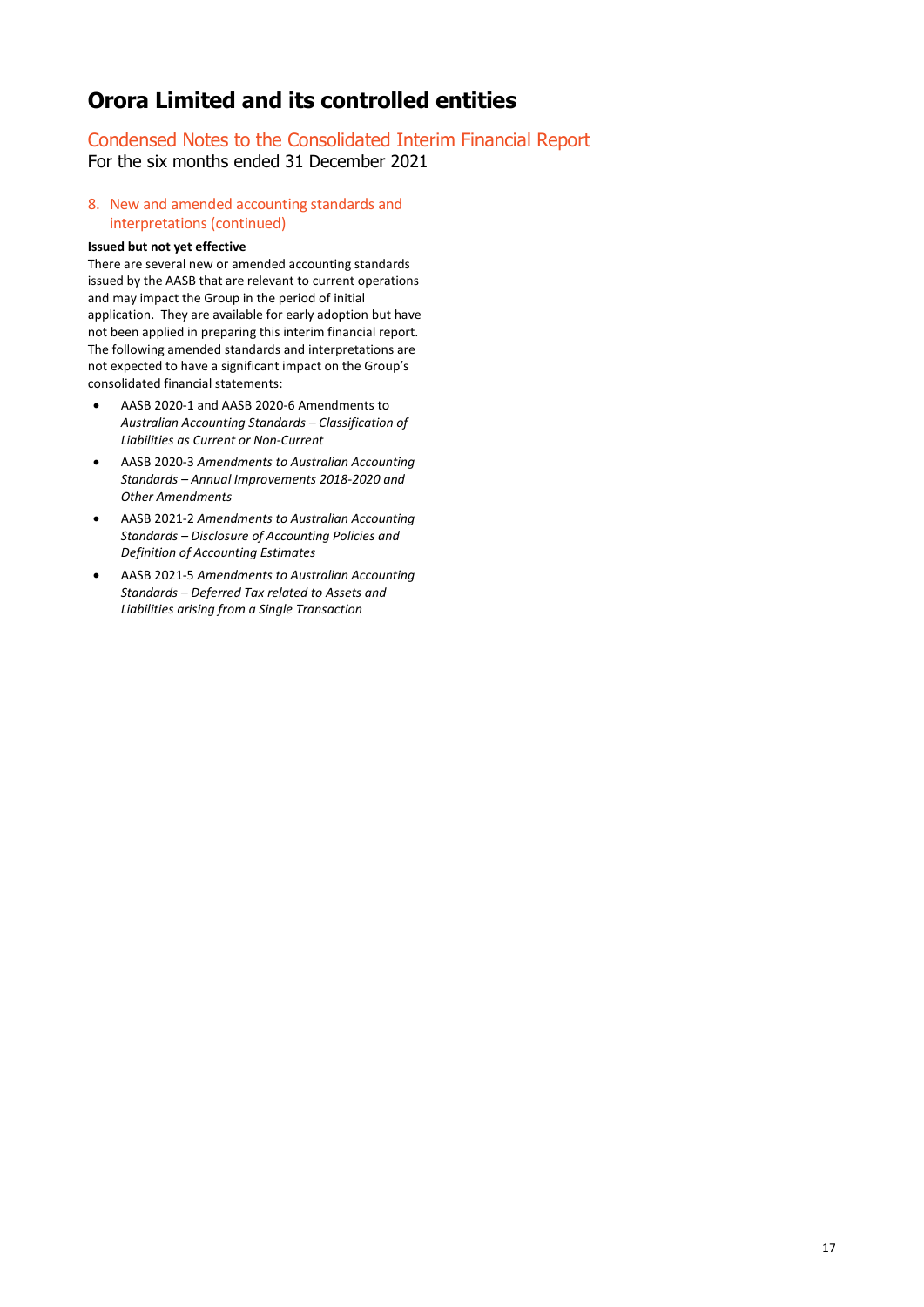# Orora Limited and its controlled entities

## Condensed Notes to the Consolidated Interim Financial Report

For the six months ended 31 December 2021

### 8. New and amended accounting standards and interpretations (continued)

**Issued but not yet effective**

There are several new or amended accounting standards issued by the AASB that are relevant to current operations and may impact the Group in the period of initial application. They are available for early adoption but have not been applied in preparing this interim financial report. The following amended standards and interpretations are not expected to have a significant impact on the Group's consolidated financial statements:

- AASB 2020-1 and AASB 2020-6 Amendments to *Australian Accounting Standards – Classification of Liabilities as Current or Non-Current*
- AASB 2020-3 *Amendments to Australian Accounting Standards – Annual Improvements 2018-2020 and Other Amendments*
- AASB 2021-2 *Amendments to Australian Accounting Standards – Disclosure of Accounting Policies and Definition of Accounting Estimates*
- AASB 2021-5 *Amendments to Australian Accounting Standards – Deferred Tax related to Assets and Liabilities arising from a Single Transaction*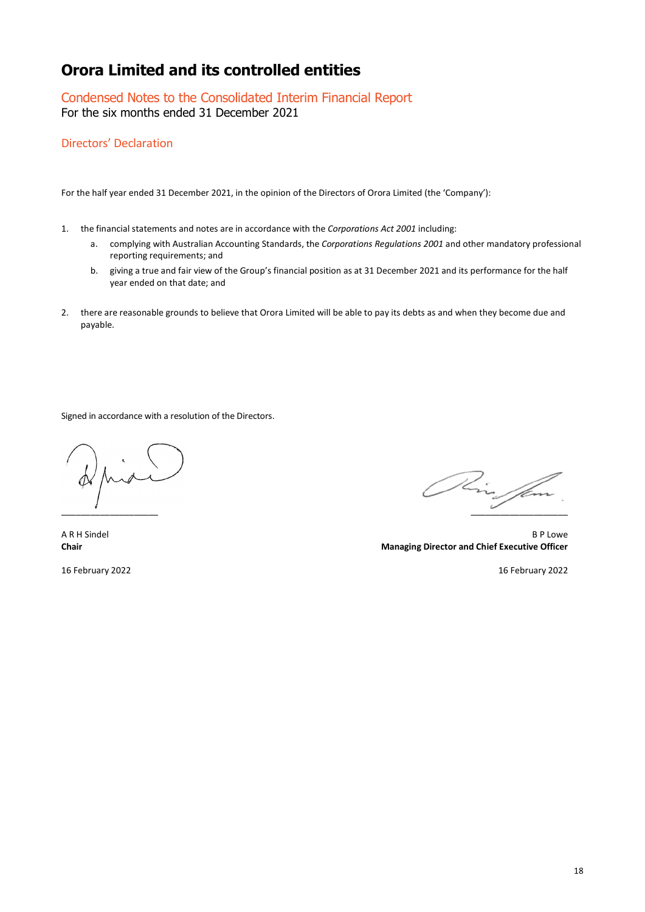# Orora Limited and its controlled entities

## Condensed Notes to the Consolidated Interim Financial Report

For the six months ended 31 December 2021

### Directors' Declaration

For the half year ended 31 December 2021, in the opinion of the Directors of Orora Limited (the 'Company'):

1. the financial statements and notes are in accordance with the *Corporations Act 2001* including:
   a. complying with Australian Accounting Standards, the *Corporations Regulations 2001* and other mandatory professional reporting requirements; and
   b. giving a true and fair view of the Group's financial position as at 31 December 2021 and its performance for the half year ended on that date; and
2. there are reasonable grounds to believe that Orora Limited will be able to pay its debts as and when they become due and payable.

Signed in accordance with a resolution of the Directors.

A R H Sindel
**Chair**

16 February 2022

B P Lowe
**Managing Director and Chief Executive Officer**

16 February 2022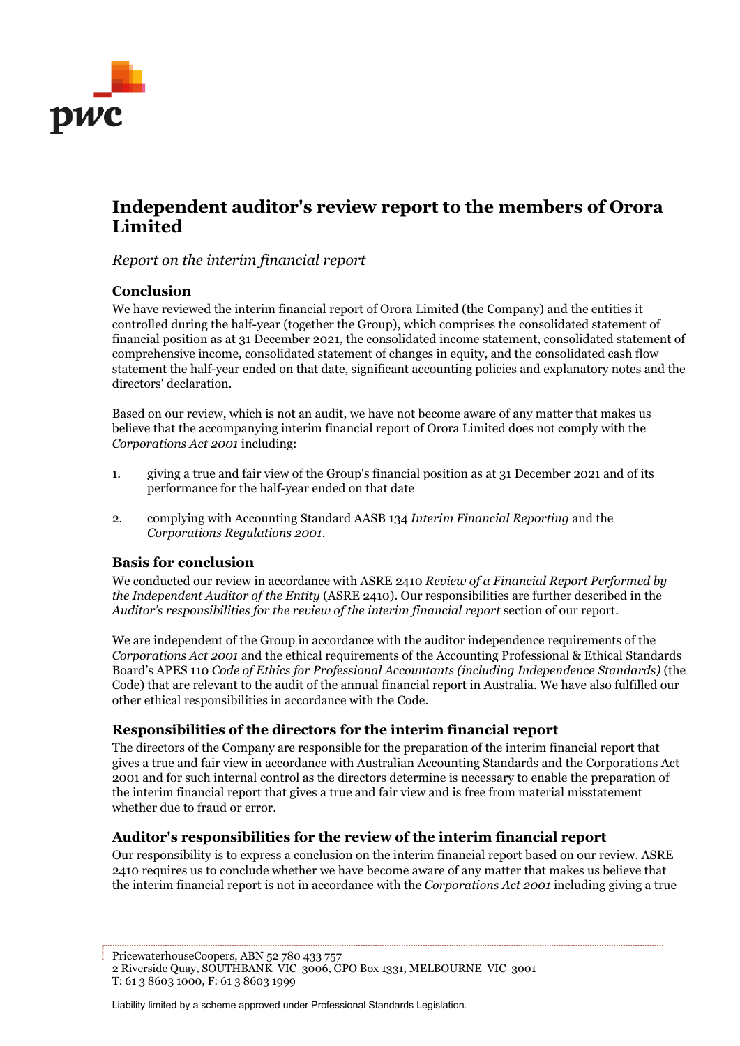# Independent auditor's review report to the members of Orora Limited

*Report on the interim financial report*

## Conclusion

We have reviewed the interim financial report of Orora Limited (the Company) and the entities it controlled during the half-year (together the Group), which comprises the consolidated statement of financial position as at 31 December 2021, the consolidated income statement, consolidated statement of comprehensive income, consolidated statement of changes in equity, and the consolidated cash flow statement the half-year ended on that date, significant accounting policies and explanatory notes and the directors' declaration.

Based on our review, which is not an audit, we have not become aware of any matter that makes us believe that the accompanying interim financial report of Orora Limited does not comply with the *Corporations Act 2001* including:

1. giving a true and fair view of the Group's financial position as at 31 December 2021 and of its performance for the half-year ended on that date
2. complying with Accounting Standard AASB 134 *Interim Financial Reporting* and the *Corporations Regulations 2001*.

## Basis for conclusion

We conducted our review in accordance with ASRE 2410 *Review of a Financial Report Performed by the Independent Auditor of the Entity* (ASRE 2410). Our responsibilities are further described in the *Auditor's responsibilities for the review of the interim financial report* section of our report.

We are independent of the Group in accordance with the auditor independence requirements of the *Corporations Act 2001* and the ethical requirements of the Accounting Professional & Ethical Standards Board's APES 110 *Code of Ethics for Professional Accountants (including Independence Standards)* (the Code) that are relevant to the audit of the annual financial report in Australia. We have also fulfilled our other ethical responsibilities in accordance with the Code.

## Responsibilities of the directors for the interim financial report

The directors of the Company are responsible for the preparation of the interim financial report that gives a true and fair view in accordance with Australian Accounting Standards and the Corporations Act 2001 and for such internal control as the directors determine is necessary to enable the preparation of the interim financial report that gives a true and fair view and is free from material misstatement whether due to fraud or error.

## Auditor's responsibilities for the review of the interim financial report

Our responsibility is to express a conclusion on the interim financial report based on our review. ASRE 2410 requires us to conclude whether we have become aware of any matter that makes us believe that the interim financial report is not in accordance with the *Corporations Act 2001* including giving a true

PricewaterhouseCoopers, ABN 52 780 433 757
2 Riverside Quay, SOUTHBANK VIC 3006, GPO Box 1331, MELBOURNE VIC 3001
T: 61 3 8603 1000, F: 61 3 8603 1999

Liability limited by a scheme approved under Professional Standards Legislation.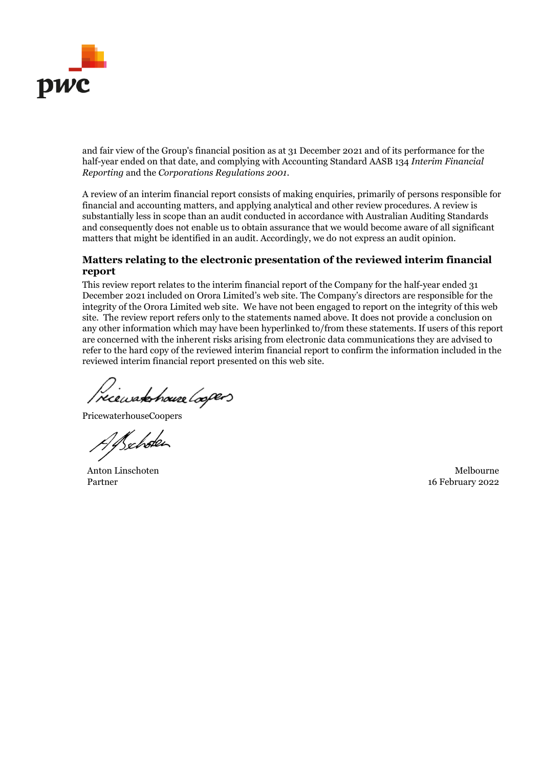and fair view of the Group's financial position as at 31 December 2021 and of its performance for the half-year ended on that date, and complying with Accounting Standard AASB 134 *Interim Financial Reporting* and the *Corporations Regulations 2001*.

A review of an interim financial report consists of making enquiries, primarily of persons responsible for financial and accounting matters, and applying analytical and other review procedures. A review is substantially less in scope than an audit conducted in accordance with Australian Auditing Standards and consequently does not enable us to obtain assurance that we would become aware of all significant matters that might be identified in an audit. Accordingly, we do not express an audit opinion.

### Matters relating to the electronic presentation of the reviewed interim financial report

This review report relates to the interim financial report of the Company for the half-year ended 31 December 2021 included on Orora Limited's web site. The Company's directors are responsible for the integrity of the Orora Limited web site. We have not been engaged to report on the integrity of this web site. The review report refers only to the statements named above. It does not provide a conclusion on any other information which may have been hyperlinked to/from these statements. If users of this report are concerned with the inherent risks arising from electronic data communications they are advised to refer to the hard copy of the reviewed interim financial report to confirm the information included in the reviewed interim financial report presented on this web site.

PricewaterhouseCoopers

Anton Linschoten
Partner

Melbourne
16 February 2022